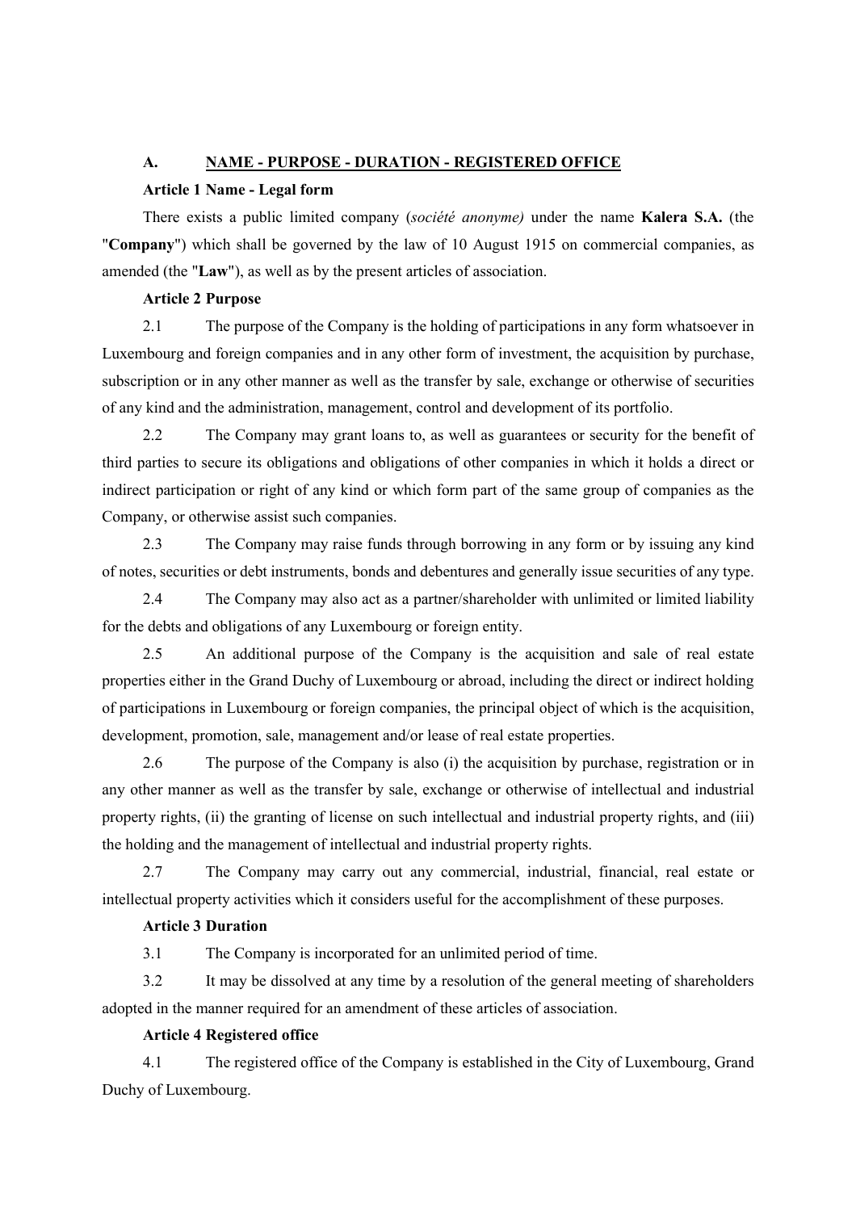## A. NAME - PURPOSE - DURATION - REGISTERED OFFICE

### Article 1 Name - Legal form

There exists a public limited company (*société anonyme)* under the name **Kalera S.A.** (the "**Company**") which shall be governed by the law of 10 August 1915 on commercial companies, as amended (the "**Law**"), as well as by the present articles of association.

### Article 2 Purpose

2.1 The purpose of the Company is the holding of participations in any form whatsoever in Luxembourg and foreign companies and in any other form of investment, the acquisition by purchase, subscription or in any other manner as well as the transfer by sale, exchange or otherwise of securities of any kind and the administration, management, control and development of its portfolio.

2.2 The Company may grant loans to, as well as guarantees or security for the benefit of third parties to secure its obligations and obligations of other companies in which it holds a direct or indirect participation or right of any kind or which form part of the same group of companies as the Company, or otherwise assist such companies.

2.3 The Company may raise funds through borrowing in any form or by issuing any kind of notes, securities or debt instruments, bonds and debentures and generally issue securities of any type.

2.4 The Company may also act as a partner/shareholder with unlimited or limited liability for the debts and obligations of any Luxembourg or foreign entity.

2.5 An additional purpose of the Company is the acquisition and sale of real estate properties either in the Grand Duchy of Luxembourg or abroad, including the direct or indirect holding of participations in Luxembourg or foreign companies, the principal object of which is the acquisition, development, promotion, sale, management and/or lease of real estate properties.

2.6 The purpose of the Company is also (i) the acquisition by purchase, registration or in any other manner as well as the transfer by sale, exchange or otherwise of intellectual and industrial property rights, (ii) the granting of license on such intellectual and industrial property rights, and (iii) the holding and the management of intellectual and industrial property rights.

2.7 The Company may carry out any commercial, industrial, financial, real estate or intellectual property activities which it considers useful for the accomplishment of these purposes.

### Article 3 Duration

3.1 The Company is incorporated for an unlimited period of time.

3.2 It may be dissolved at any time by a resolution of the general meeting of shareholders adopted in the manner required for an amendment of these articles of association.

### Article 4 Registered office

4.1 The registered office of the Company is established in the City of Luxembourg, Grand Duchy of Luxembourg.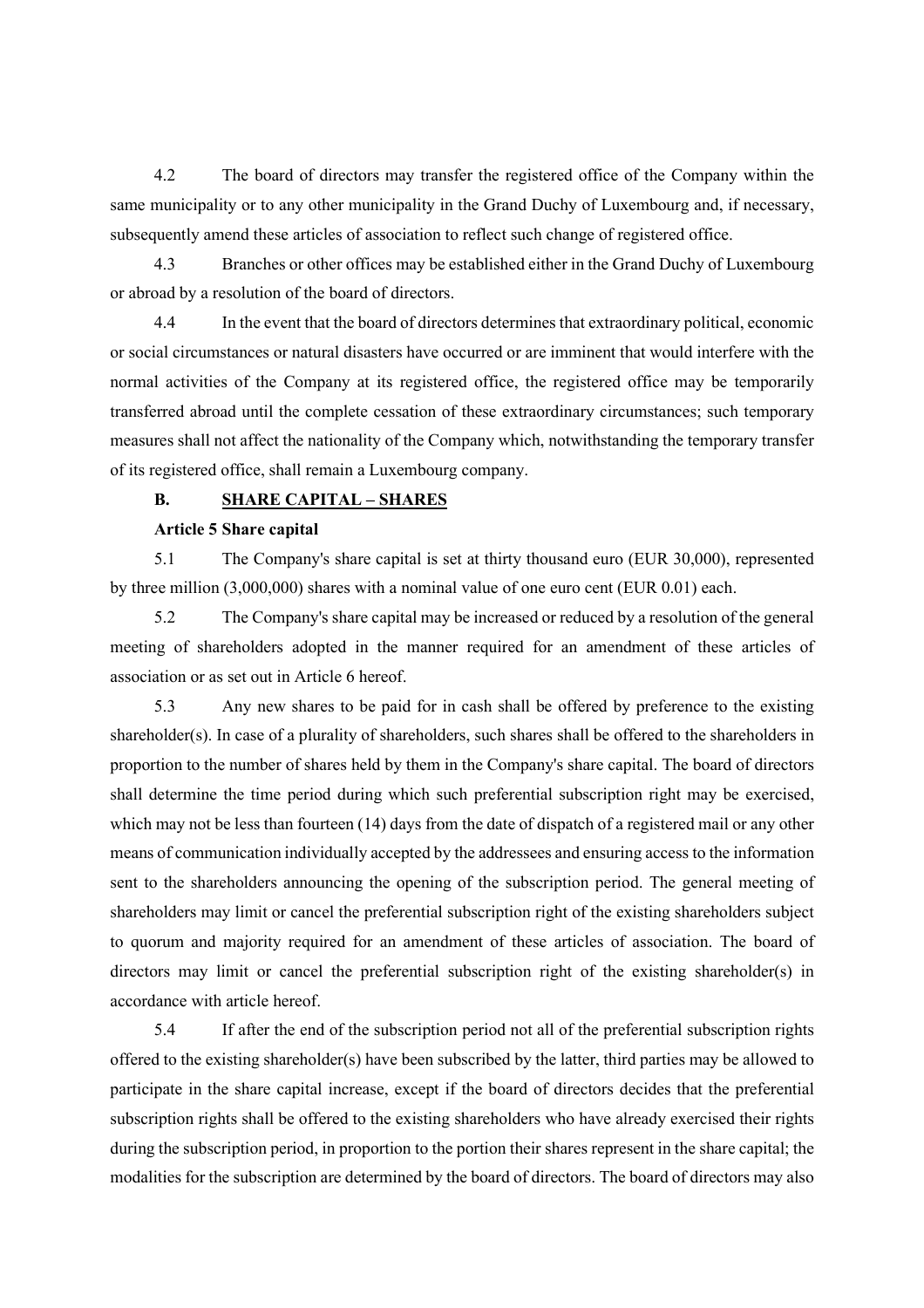4.2 The board of directors may transfer the registered office of the Company within the same municipality or to any other municipality in the Grand Duchy of Luxembourg and, if necessary, subsequently amend these articles of association to reflect such change of registered office.

4.3 Branches or other offices may be established either in the Grand Duchy of Luxembourg or abroad by a resolution of the board of directors.

4.4 In the event that the board of directors determines that extraordinary political, economic or social circumstances or natural disasters have occurred or are imminent that would interfere with the normal activities of the Company at its registered office, the registered office may be temporarily transferred abroad until the complete cessation of these extraordinary circumstances; such temporary measures shall not affect the nationality of the Company which, notwithstanding the temporary transfer of its registered office, shall remain a Luxembourg company.

## B. SHARE CAPITAL – SHARES

### Article 5 Share capital

5.1 The Company's share capital is set at thirty thousand euro (EUR 30,000), represented by three million (3,000,000) shares with a nominal value of one euro cent (EUR 0.01) each.

5.2 The Company's share capital may be increased or reduced by a resolution of the general meeting of shareholders adopted in the manner required for an amendment of these articles of association or as set out in Article 6 hereof.

5.3 Any new shares to be paid for in cash shall be offered by preference to the existing shareholder(s). In case of a plurality of shareholders, such shares shall be offered to the shareholders in proportion to the number of shares held by them in the Company's share capital. The board of directors shall determine the time period during which such preferential subscription right may be exercised, which may not be less than fourteen (14) days from the date of dispatch of a registered mail or any other means of communication individually accepted by the addressees and ensuring access to the information sent to the shareholders announcing the opening of the subscription period. The general meeting of shareholders may limit or cancel the preferential subscription right of the existing shareholders subject to quorum and majority required for an amendment of these articles of association. The board of directors may limit or cancel the preferential subscription right of the existing shareholder(s) in accordance with article hereof.

5.4 If after the end of the subscription period not all of the preferential subscription rights offered to the existing shareholder(s) have been subscribed by the latter, third parties may be allowed to participate in the share capital increase, except if the board of directors decides that the preferential subscription rights shall be offered to the existing shareholders who have already exercised their rights during the subscription period, in proportion to the portion their shares represent in the share capital; the modalities for the subscription are determined by the board of directors. The board of directors may also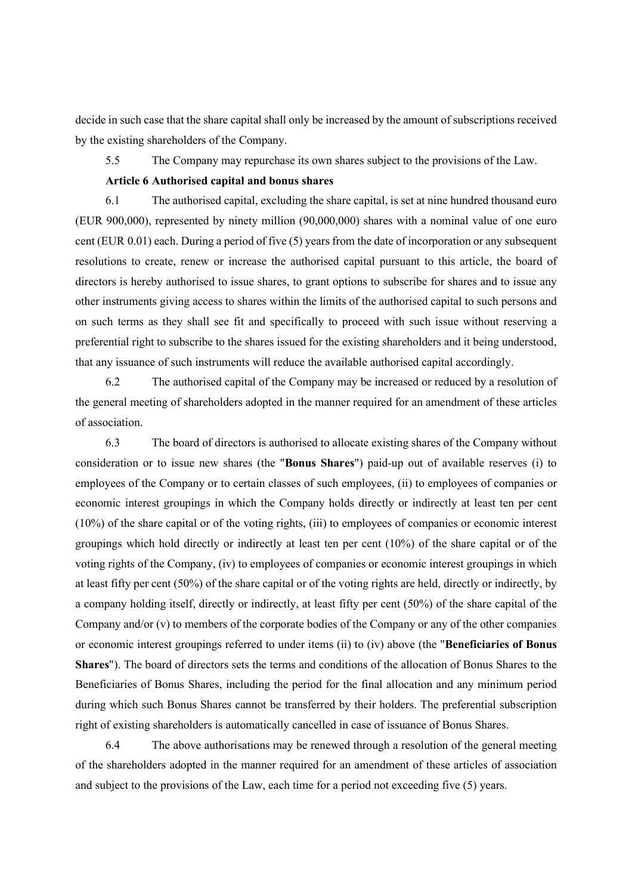decide in such case that the share capital shall only be increased by the amount of subscriptions received by the existing shareholders of the Company.

5.5 The Company may repurchase its own shares subject to the provisions of the Law.

**Article 6 Authorised capital and bonus shares**

6.1 The authorised capital, excluding the share capital, is set at nine hundred thousand euro (EUR 900,000), represented by ninety million (90,000,000) shares with a nominal value of one euro cent (EUR 0.01) each. During a period of five (5) years from the date of incorporation or any subsequent resolutions to create, renew or increase the authorised capital pursuant to this article, the board of directors is hereby authorised to issue shares, to grant options to subscribe for shares and to issue any other instruments giving access to shares within the limits of the authorised capital to such persons and on such terms as they shall see fit and specifically to proceed with such issue without reserving a preferential right to subscribe to the shares issued for the existing shareholders and it being understood, that any issuance of such instruments will reduce the available authorised capital accordingly.

6.2 The authorised capital of the Company may be increased or reduced by a resolution of the general meeting of shareholders adopted in the manner required for an amendment of these articles of association.

6.3 The board of directors is authorised to allocate existing shares of the Company without consideration or to issue new shares (the "**Bonus Shares**") paid-up out of available reserves (i) to employees of the Company or to certain classes of such employees, (ii) to employees of companies or economic interest groupings in which the Company holds directly or indirectly at least ten per cent (10%) of the share capital or of the voting rights, (iii) to employees of companies or economic interest groupings which hold directly or indirectly at least ten per cent (10%) of the share capital or of the voting rights of the Company, (iv) to employees of companies or economic interest groupings in which at least fifty per cent (50%) of the share capital or of the voting rights are held, directly or indirectly, by a company holding itself, directly or indirectly, at least fifty per cent (50%) of the share capital of the Company and/or (v) to members of the corporate bodies of the Company or any of the other companies or economic interest groupings referred to under items (ii) to (iv) above (the "**Beneficiaries of Bonus Shares**"). The board of directors sets the terms and conditions of the allocation of Bonus Shares to the Beneficiaries of Bonus Shares, including the period for the final allocation and any minimum period during which such Bonus Shares cannot be transferred by their holders. The preferential subscription right of existing shareholders is automatically cancelled in case of issuance of Bonus Shares.

6.4 The above authorisations may be renewed through a resolution of the general meeting of the shareholders adopted in the manner required for an amendment of these articles of association and subject to the provisions of the Law, each time for a period not exceeding five (5) years.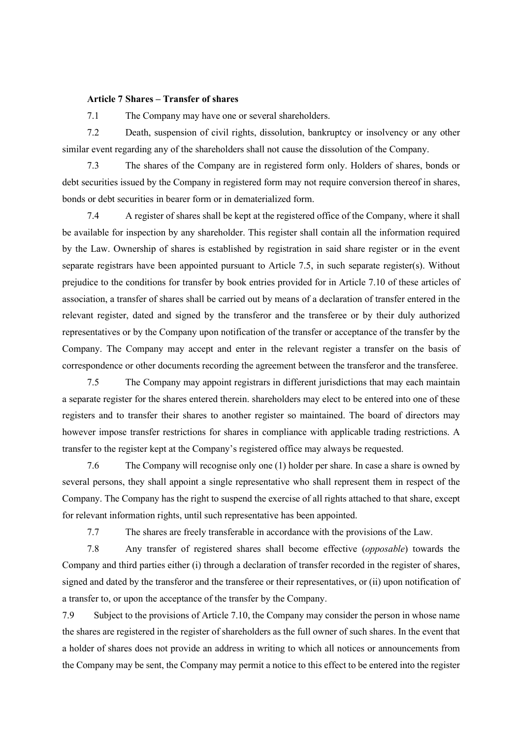**Article 7 Shares – Transfer of shares**

7.1 The Company may have one or several shareholders.

7.2 Death, suspension of civil rights, dissolution, bankruptcy or insolvency or any other similar event regarding any of the shareholders shall not cause the dissolution of the Company.

7.3 The shares of the Company are in registered form only. Holders of shares, bonds or debt securities issued by the Company in registered form may not require conversion thereof in shares, bonds or debt securities in bearer form or in dematerialized form.

7.4 A register of shares shall be kept at the registered office of the Company, where it shall be available for inspection by any shareholder. This register shall contain all the information required by the Law. Ownership of shares is established by registration in said share register or in the event separate registrars have been appointed pursuant to Article 7.5, in such separate register(s). Without prejudice to the conditions for transfer by book entries provided for in Article 7.10 of these articles of association, a transfer of shares shall be carried out by means of a declaration of transfer entered in the relevant register, dated and signed by the transferor and the transferee or by their duly authorized representatives or by the Company upon notification of the transfer or acceptance of the transfer by the Company. The Company may accept and enter in the relevant register a transfer on the basis of correspondence or other documents recording the agreement between the transferor and the transferee.

7.5 The Company may appoint registrars in different jurisdictions that may each maintain a separate register for the shares entered therein. shareholders may elect to be entered into one of these registers and to transfer their shares to another register so maintained. The board of directors may however impose transfer restrictions for shares in compliance with applicable trading restrictions. A transfer to the register kept at the Company's registered office may always be requested.

7.6 The Company will recognise only one (1) holder per share. In case a share is owned by several persons, they shall appoint a single representative who shall represent them in respect of the Company. The Company has the right to suspend the exercise of all rights attached to that share, except for relevant information rights, until such representative has been appointed.

7.7 The shares are freely transferable in accordance with the provisions of the Law.

7.8 Any transfer of registered shares shall become effective (*opposable*) towards the Company and third parties either (i) through a declaration of transfer recorded in the register of shares, signed and dated by the transferor and the transferee or their representatives, or (ii) upon notification of a transfer to, or upon the acceptance of the transfer by the Company.

7.9 Subject to the provisions of Article 7.10, the Company may consider the person in whose name the shares are registered in the register of shareholders as the full owner of such shares. In the event that a holder of shares does not provide an address in writing to which all notices or announcements from the Company may be sent, the Company may permit a notice to this effect to be entered into the register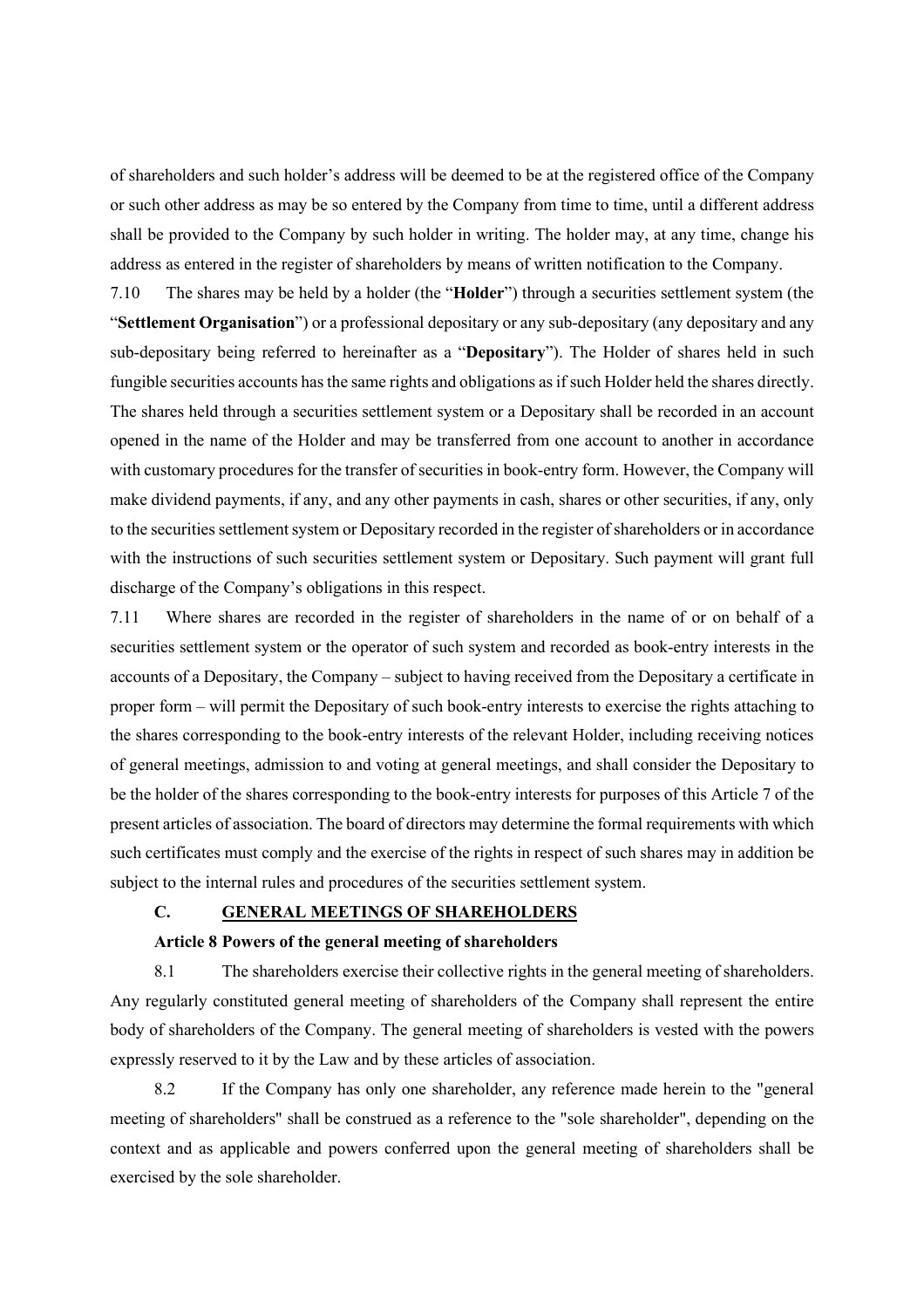of shareholders and such holder's address will be deemed to be at the registered office of the Company or such other address as may be so entered by the Company from time to time, until a different address shall be provided to the Company by such holder in writing. The holder may, at any time, change his address as entered in the register of shareholders by means of written notification to the Company.

7.10 The shares may be held by a holder (the "**Holder**") through a securities settlement system (the "**Settlement Organisation**") or a professional depositary or any sub-depositary (any depositary and any sub-depositary being referred to hereinafter as a "**Depositary**"). The Holder of shares held in such fungible securities accounts has the same rights and obligations as if such Holder held the shares directly. The shares held through a securities settlement system or a Depositary shall be recorded in an account opened in the name of the Holder and may be transferred from one account to another in accordance with customary procedures for the transfer of securities in book-entry form. However, the Company will make dividend payments, if any, and any other payments in cash, shares or other securities, if any, only to the securities settlement system or Depositary recorded in the register of shareholders or in accordance with the instructions of such securities settlement system or Depositary. Such payment will grant full discharge of the Company's obligations in this respect.

7.11 Where shares are recorded in the register of shareholders in the name of or on behalf of a securities settlement system or the operator of such system and recorded as book-entry interests in the accounts of a Depositary, the Company – subject to having received from the Depositary a certificate in proper form – will permit the Depositary of such book-entry interests to exercise the rights attaching to the shares corresponding to the book-entry interests of the relevant Holder, including receiving notices of general meetings, admission to and voting at general meetings, and shall consider the Depositary to be the holder of the shares corresponding to the book-entry interests for purposes of this Article 7 of the present articles of association. The board of directors may determine the formal requirements with which such certificates must comply and the exercise of the rights in respect of such shares may in addition be subject to the internal rules and procedures of the securities settlement system.

## C. GENERAL MEETINGS OF SHAREHOLDERS

### Article 8 Powers of the general meeting of shareholders

8.1 The shareholders exercise their collective rights in the general meeting of shareholders. Any regularly constituted general meeting of shareholders of the Company shall represent the entire body of shareholders of the Company. The general meeting of shareholders is vested with the powers expressly reserved to it by the Law and by these articles of association.

8.2 If the Company has only one shareholder, any reference made herein to the "general meeting of shareholders" shall be construed as a reference to the "sole shareholder", depending on the context and as applicable and powers conferred upon the general meeting of shareholders shall be exercised by the sole shareholder.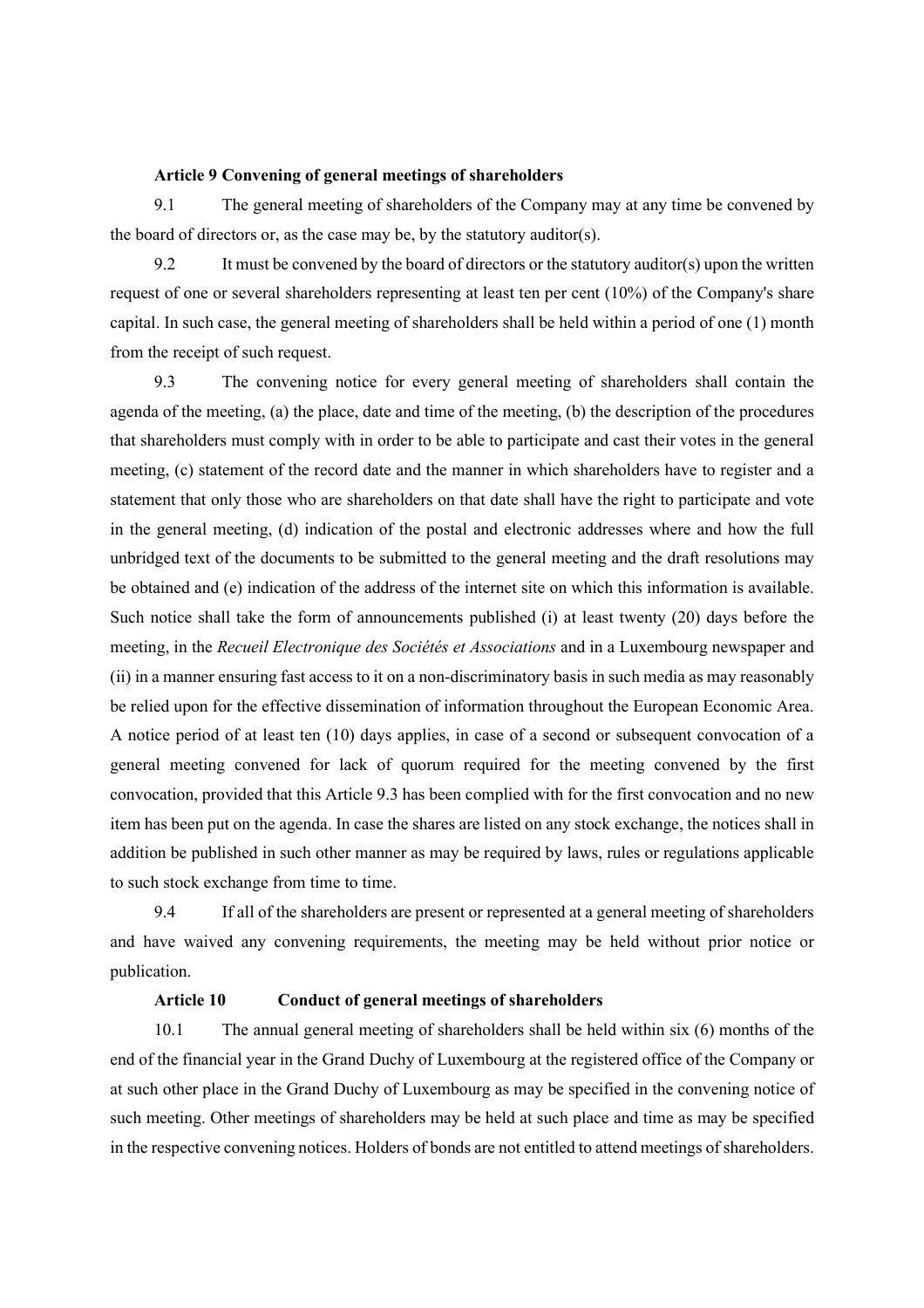**Article 9 Convening of general meetings of shareholders**

9.1 The general meeting of shareholders of the Company may at any time be convened by the board of directors or, as the case may be, by the statutory auditor(s).

9.2 It must be convened by the board of directors or the statutory auditor(s) upon the written request of one or several shareholders representing at least ten per cent (10%) of the Company's share capital. In such case, the general meeting of shareholders shall be held within a period of one (1) month from the receipt of such request.

9.3 The convening notice for every general meeting of shareholders shall contain the agenda of the meeting, (a) the place, date and time of the meeting, (b) the description of the procedures that shareholders must comply with in order to be able to participate and cast their votes in the general meeting, (c) statement of the record date and the manner in which shareholders have to register and a statement that only those who are shareholders on that date shall have the right to participate and vote in the general meeting, (d) indication of the postal and electronic addresses where and how the full unbridged text of the documents to be submitted to the general meeting and the draft resolutions may be obtained and (e) indication of the address of the internet site on which this information is available. Such notice shall take the form of announcements published (i) at least twenty (20) days before the meeting, in the *Recueil Electronique des Sociétés et Associations* and in a Luxembourg newspaper and (ii) in a manner ensuring fast access to it on a non-discriminatory basis in such media as may reasonably be relied upon for the effective dissemination of information throughout the European Economic Area. A notice period of at least ten (10) days applies, in case of a second or subsequent convocation of a general meeting convened for lack of quorum required for the meeting convened by the first convocation, provided that this Article 9.3 has been complied with for the first convocation and no new item has been put on the agenda. In case the shares are listed on any stock exchange, the notices shall in addition be published in such other manner as may be required by laws, rules or regulations applicable to such stock exchange from time to time.

9.4 If all of the shareholders are present or represented at a general meeting of shareholders and have waived any convening requirements, the meeting may be held without prior notice or publication.

**Article 10 Conduct of general meetings of shareholders**

10.1 The annual general meeting of shareholders shall be held within six (6) months of the end of the financial year in the Grand Duchy of Luxembourg at the registered office of the Company or at such other place in the Grand Duchy of Luxembourg as may be specified in the convening notice of such meeting. Other meetings of shareholders may be held at such place and time as may be specified in the respective convening notices. Holders of bonds are not entitled to attend meetings of shareholders.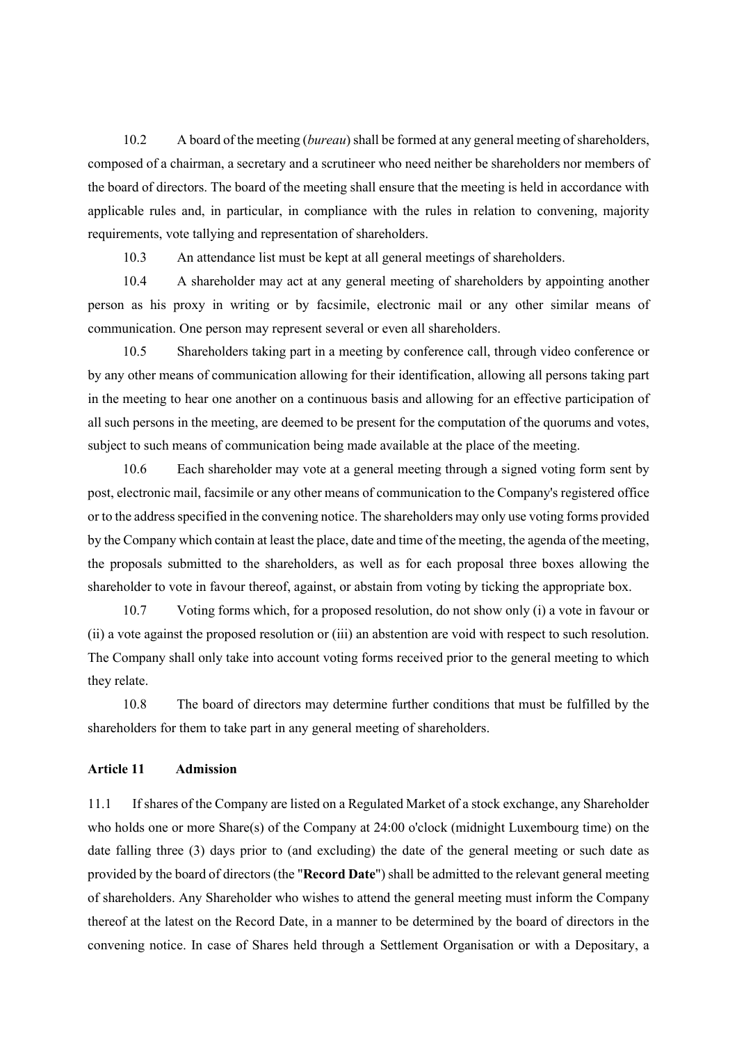10.2 A board of the meeting (*bureau*) shall be formed at any general meeting of shareholders, composed of a chairman, a secretary and a scrutineer who need neither be shareholders nor members of the board of directors. The board of the meeting shall ensure that the meeting is held in accordance with applicable rules and, in particular, in compliance with the rules in relation to convening, majority requirements, vote tallying and representation of shareholders.

10.3 An attendance list must be kept at all general meetings of shareholders.

10.4 A shareholder may act at any general meeting of shareholders by appointing another person as his proxy in writing or by facsimile, electronic mail or any other similar means of communication. One person may represent several or even all shareholders.

10.5 Shareholders taking part in a meeting by conference call, through video conference or by any other means of communication allowing for their identification, allowing all persons taking part in the meeting to hear one another on a continuous basis and allowing for an effective participation of all such persons in the meeting, are deemed to be present for the computation of the quorums and votes, subject to such means of communication being made available at the place of the meeting.

10.6 Each shareholder may vote at a general meeting through a signed voting form sent by post, electronic mail, facsimile or any other means of communication to the Company's registered office or to the address specified in the convening notice. The shareholders may only use voting forms provided by the Company which contain at least the place, date and time of the meeting, the agenda of the meeting, the proposals submitted to the shareholders, as well as for each proposal three boxes allowing the shareholder to vote in favour thereof, against, or abstain from voting by ticking the appropriate box.

10.7 Voting forms which, for a proposed resolution, do not show only (i) a vote in favour or (ii) a vote against the proposed resolution or (iii) an abstention are void with respect to such resolution. The Company shall only take into account voting forms received prior to the general meeting to which they relate.

10.8 The board of directors may determine further conditions that must be fulfilled by the shareholders for them to take part in any general meeting of shareholders.

**Article 11 Admission**

11.1 If shares of the Company are listed on a Regulated Market of a stock exchange, any Shareholder who holds one or more Share(s) of the Company at 24:00 o'clock (midnight Luxembourg time) on the date falling three (3) days prior to (and excluding) the date of the general meeting or such date as provided by the board of directors (the "**Record Date**") shall be admitted to the relevant general meeting of shareholders. Any Shareholder who wishes to attend the general meeting must inform the Company thereof at the latest on the Record Date, in a manner to be determined by the board of directors in the convening notice. In case of Shares held through a Settlement Organisation or with a Depositary, a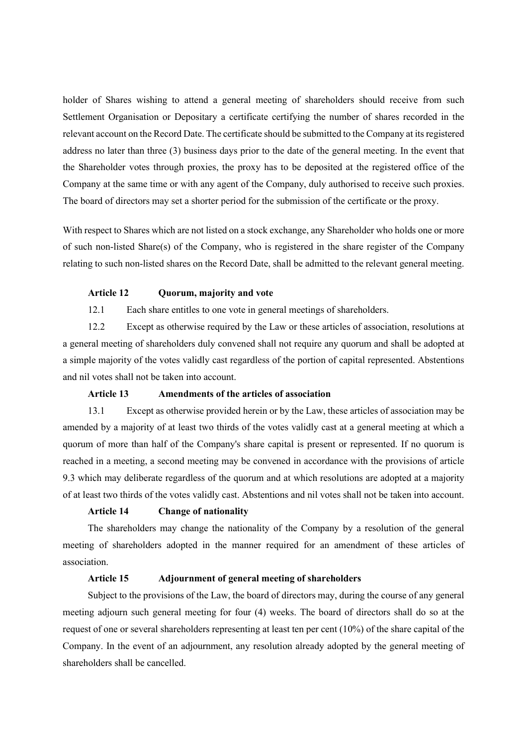holder of Shares wishing to attend a general meeting of shareholders should receive from such Settlement Organisation or Depositary a certificate certifying the number of shares recorded in the relevant account on the Record Date. The certificate should be submitted to the Company at its registered address no later than three (3) business days prior to the date of the general meeting. In the event that the Shareholder votes through proxies, the proxy has to be deposited at the registered office of the Company at the same time or with any agent of the Company, duly authorised to receive such proxies. The board of directors may set a shorter period for the submission of the certificate or the proxy.

With respect to Shares which are not listed on a stock exchange, any Shareholder who holds one or more of such non-listed Share(s) of the Company, who is registered in the share register of the Company relating to such non-listed shares on the Record Date, shall be admitted to the relevant general meeting.

**Article 12 Quorum, majority and vote**

12.1 Each share entitles to one vote in general meetings of shareholders.

12.2 Except as otherwise required by the Law or these articles of association, resolutions at a general meeting of shareholders duly convened shall not require any quorum and shall be adopted at a simple majority of the votes validly cast regardless of the portion of capital represented. Abstentions and nil votes shall not be taken into account.

**Article 13 Amendments of the articles of association**

13.1 Except as otherwise provided herein or by the Law, these articles of association may be amended by a majority of at least two thirds of the votes validly cast at a general meeting at which a quorum of more than half of the Company's share capital is present or represented. If no quorum is reached in a meeting, a second meeting may be convened in accordance with the provisions of article 9.3 which may deliberate regardless of the quorum and at which resolutions are adopted at a majority of at least two thirds of the votes validly cast. Abstentions and nil votes shall not be taken into account.

**Article 14 Change of nationality**

The shareholders may change the nationality of the Company by a resolution of the general meeting of shareholders adopted in the manner required for an amendment of these articles of association.

**Article 15 Adjournment of general meeting of shareholders**

Subject to the provisions of the Law, the board of directors may, during the course of any general meeting adjourn such general meeting for four (4) weeks. The board of directors shall do so at the request of one or several shareholders representing at least ten per cent (10%) of the share capital of the Company. In the event of an adjournment, any resolution already adopted by the general meeting of shareholders shall be cancelled.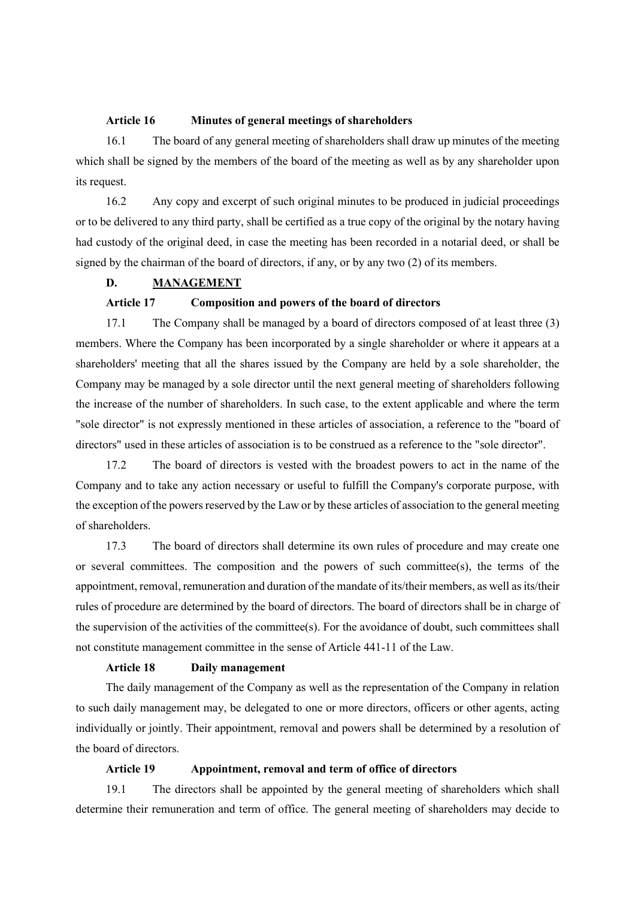**Article 16 Minutes of general meetings of shareholders**

16.1 The board of any general meeting of shareholders shall draw up minutes of the meeting which shall be signed by the members of the board of the meeting as well as by any shareholder upon its request.

16.2 Any copy and excerpt of such original minutes to be produced in judicial proceedings or to be delivered to any third party, shall be certified as a true copy of the original by the notary having had custody of the original deed, in case the meeting has been recorded in a notarial deed, or shall be signed by the chairman of the board of directors, if any, or by any two (2) of its members.

## D. MANAGEMENT

**Article 17 Composition and powers of the board of directors**

17.1 The Company shall be managed by a board of directors composed of at least three (3) members. Where the Company has been incorporated by a single shareholder or where it appears at a shareholders' meeting that all the shares issued by the Company are held by a sole shareholder, the Company may be managed by a sole director until the next general meeting of shareholders following the increase of the number of shareholders. In such case, to the extent applicable and where the term "sole director" is not expressly mentioned in these articles of association, a reference to the "board of directors" used in these articles of association is to be construed as a reference to the "sole director".

17.2 The board of directors is vested with the broadest powers to act in the name of the Company and to take any action necessary or useful to fulfill the Company's corporate purpose, with the exception of the powers reserved by the Law or by these articles of association to the general meeting of shareholders.

17.3 The board of directors shall determine its own rules of procedure and may create one or several committees. The composition and the powers of such committee(s), the terms of the appointment, removal, remuneration and duration of the mandate of its/their members, as well as its/their rules of procedure are determined by the board of directors. The board of directors shall be in charge of the supervision of the activities of the committee(s). For the avoidance of doubt, such committees shall not constitute management committee in the sense of Article 441-11 of the Law.

**Article 18 Daily management**

The daily management of the Company as well as the representation of the Company in relation to such daily management may, be delegated to one or more directors, officers or other agents, acting individually or jointly. Their appointment, removal and powers shall be determined by a resolution of the board of directors.

**Article 19 Appointment, removal and term of office of directors**

19.1 The directors shall be appointed by the general meeting of shareholders which shall determine their remuneration and term of office. The general meeting of shareholders may decide to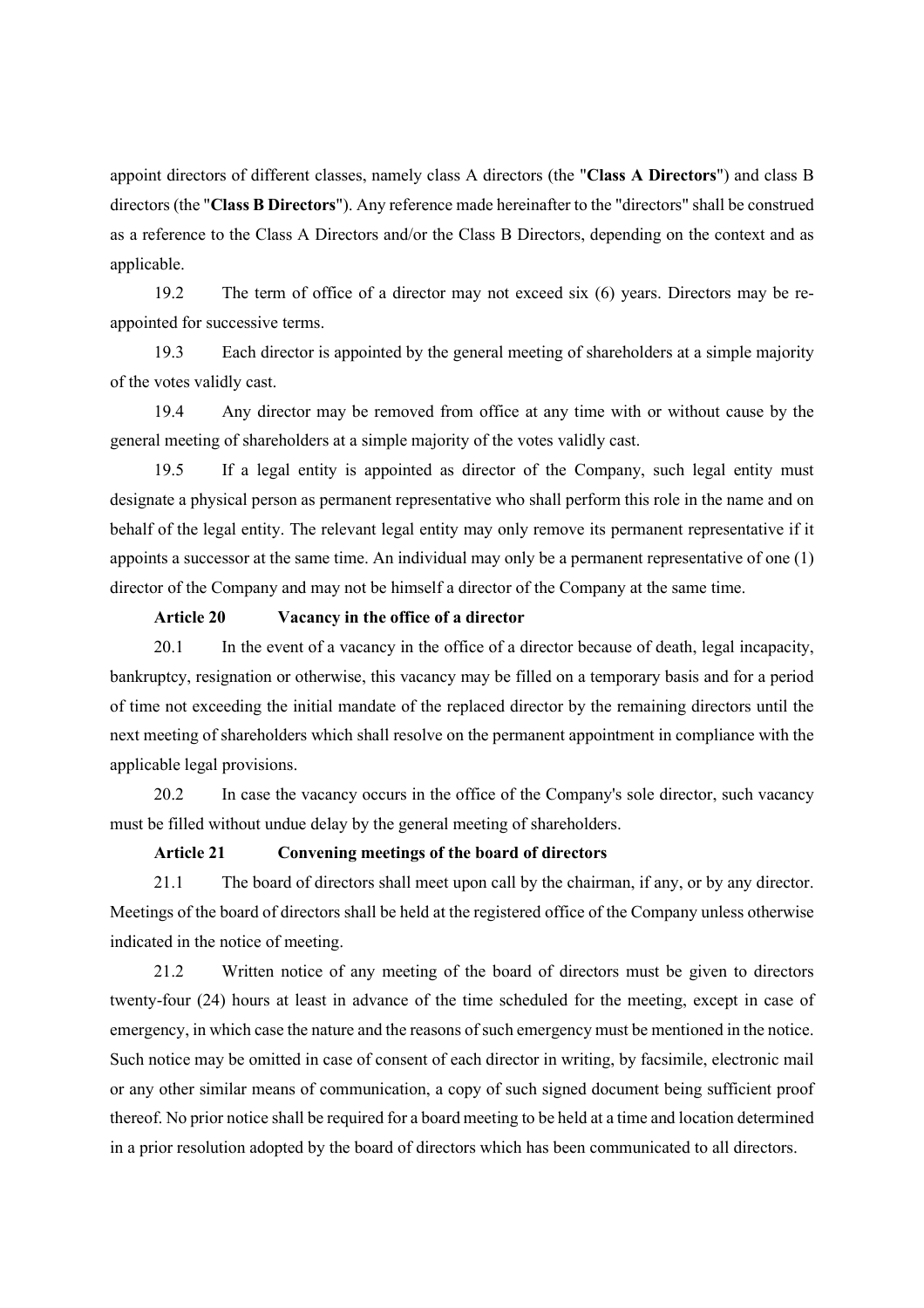appoint directors of different classes, namely class A directors (the "**Class A Directors**") and class B directors (the "**Class B Directors**"). Any reference made hereinafter to the "directors" shall be construed as a reference to the Class A Directors and/or the Class B Directors, depending on the context and as applicable.

19.2 The term of office of a director may not exceed six (6) years. Directors may be re-appointed for successive terms.

19.3 Each director is appointed by the general meeting of shareholders at a simple majority of the votes validly cast.

19.4 Any director may be removed from office at any time with or without cause by the general meeting of shareholders at a simple majority of the votes validly cast.

19.5 If a legal entity is appointed as director of the Company, such legal entity must designate a physical person as permanent representative who shall perform this role in the name and on behalf of the legal entity. The relevant legal entity may only remove its permanent representative if it appoints a successor at the same time. An individual may only be a permanent representative of one (1) director of the Company and may not be himself a director of the Company at the same time.

### Article 20 Vacancy in the office of a director

20.1 In the event of a vacancy in the office of a director because of death, legal incapacity, bankruptcy, resignation or otherwise, this vacancy may be filled on a temporary basis and for a period of time not exceeding the initial mandate of the replaced director by the remaining directors until the next meeting of shareholders which shall resolve on the permanent appointment in compliance with the applicable legal provisions.

20.2 In case the vacancy occurs in the office of the Company's sole director, such vacancy must be filled without undue delay by the general meeting of shareholders.

### Article 21 Convening meetings of the board of directors

21.1 The board of directors shall meet upon call by the chairman, if any, or by any director. Meetings of the board of directors shall be held at the registered office of the Company unless otherwise indicated in the notice of meeting.

21.2 Written notice of any meeting of the board of directors must be given to directors twenty-four (24) hours at least in advance of the time scheduled for the meeting, except in case of emergency, in which case the nature and the reasons of such emergency must be mentioned in the notice. Such notice may be omitted in case of consent of each director in writing, by facsimile, electronic mail or any other similar means of communication, a copy of such signed document being sufficient proof thereof. No prior notice shall be required for a board meeting to be held at a time and location determined in a prior resolution adopted by the board of directors which has been communicated to all directors.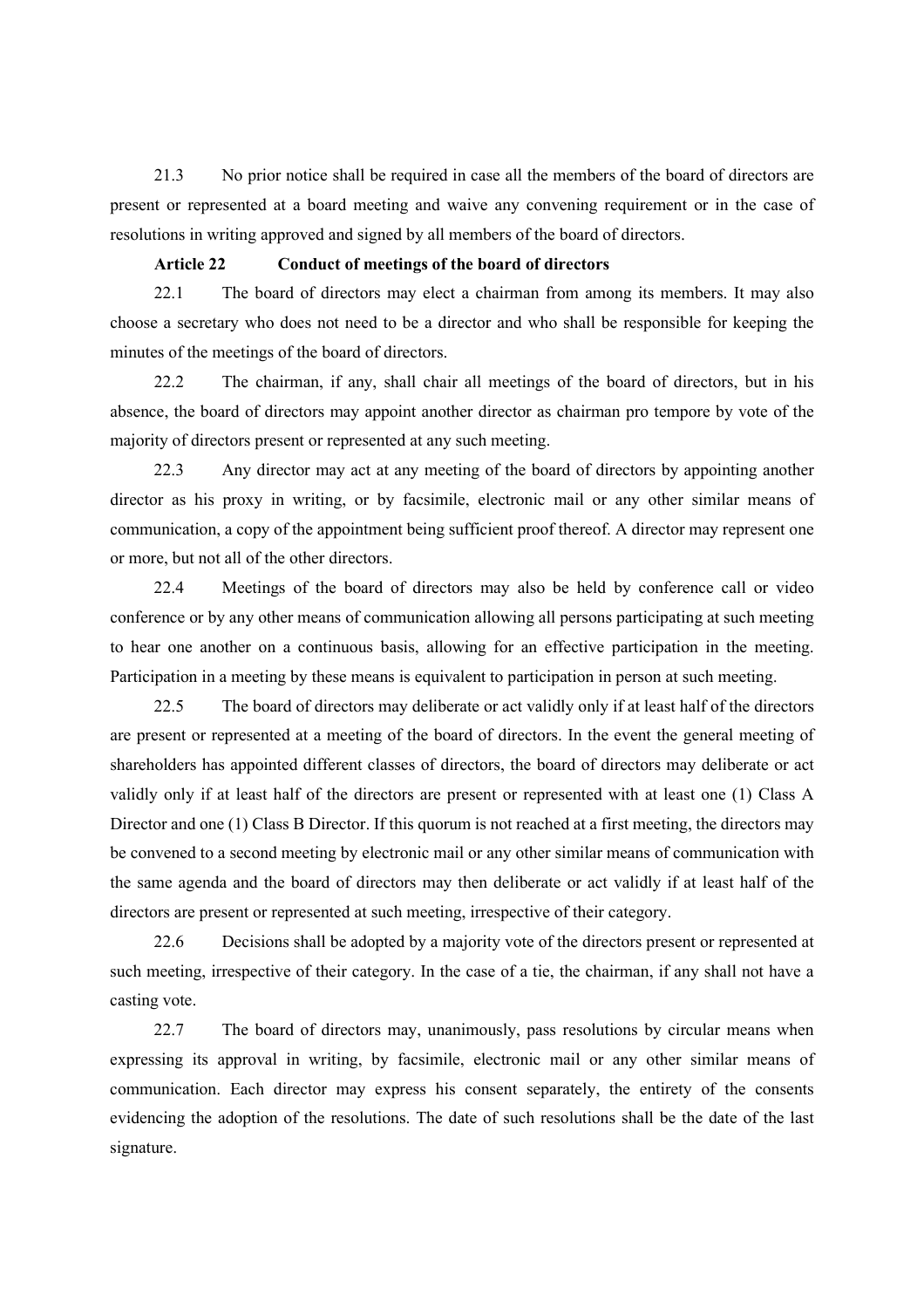21.3 No prior notice shall be required in case all the members of the board of directors are present or represented at a board meeting and waive any convening requirement or in the case of resolutions in writing approved and signed by all members of the board of directors.

**Article 22 Conduct of meetings of the board of directors**

22.1 The board of directors may elect a chairman from among its members. It may also choose a secretary who does not need to be a director and who shall be responsible for keeping the minutes of the meetings of the board of directors.

22.2 The chairman, if any, shall chair all meetings of the board of directors, but in his absence, the board of directors may appoint another director as chairman pro tempore by vote of the majority of directors present or represented at any such meeting.

22.3 Any director may act at any meeting of the board of directors by appointing another director as his proxy in writing, or by facsimile, electronic mail or any other similar means of communication, a copy of the appointment being sufficient proof thereof. A director may represent one or more, but not all of the other directors.

22.4 Meetings of the board of directors may also be held by conference call or video conference or by any other means of communication allowing all persons participating at such meeting to hear one another on a continuous basis, allowing for an effective participation in the meeting. Participation in a meeting by these means is equivalent to participation in person at such meeting.

22.5 The board of directors may deliberate or act validly only if at least half of the directors are present or represented at a meeting of the board of directors. In the event the general meeting of shareholders has appointed different classes of directors, the board of directors may deliberate or act validly only if at least half of the directors are present or represented with at least one (1) Class A Director and one (1) Class B Director. If this quorum is not reached at a first meeting, the directors may be convened to a second meeting by electronic mail or any other similar means of communication with the same agenda and the board of directors may then deliberate or act validly if at least half of the directors are present or represented at such meeting, irrespective of their category.

22.6 Decisions shall be adopted by a majority vote of the directors present or represented at such meeting, irrespective of their category. In the case of a tie, the chairman, if any shall not have a casting vote.

22.7 The board of directors may, unanimously, pass resolutions by circular means when expressing its approval in writing, by facsimile, electronic mail or any other similar means of communication. Each director may express his consent separately, the entirety of the consents evidencing the adoption of the resolutions. The date of such resolutions shall be the date of the last signature.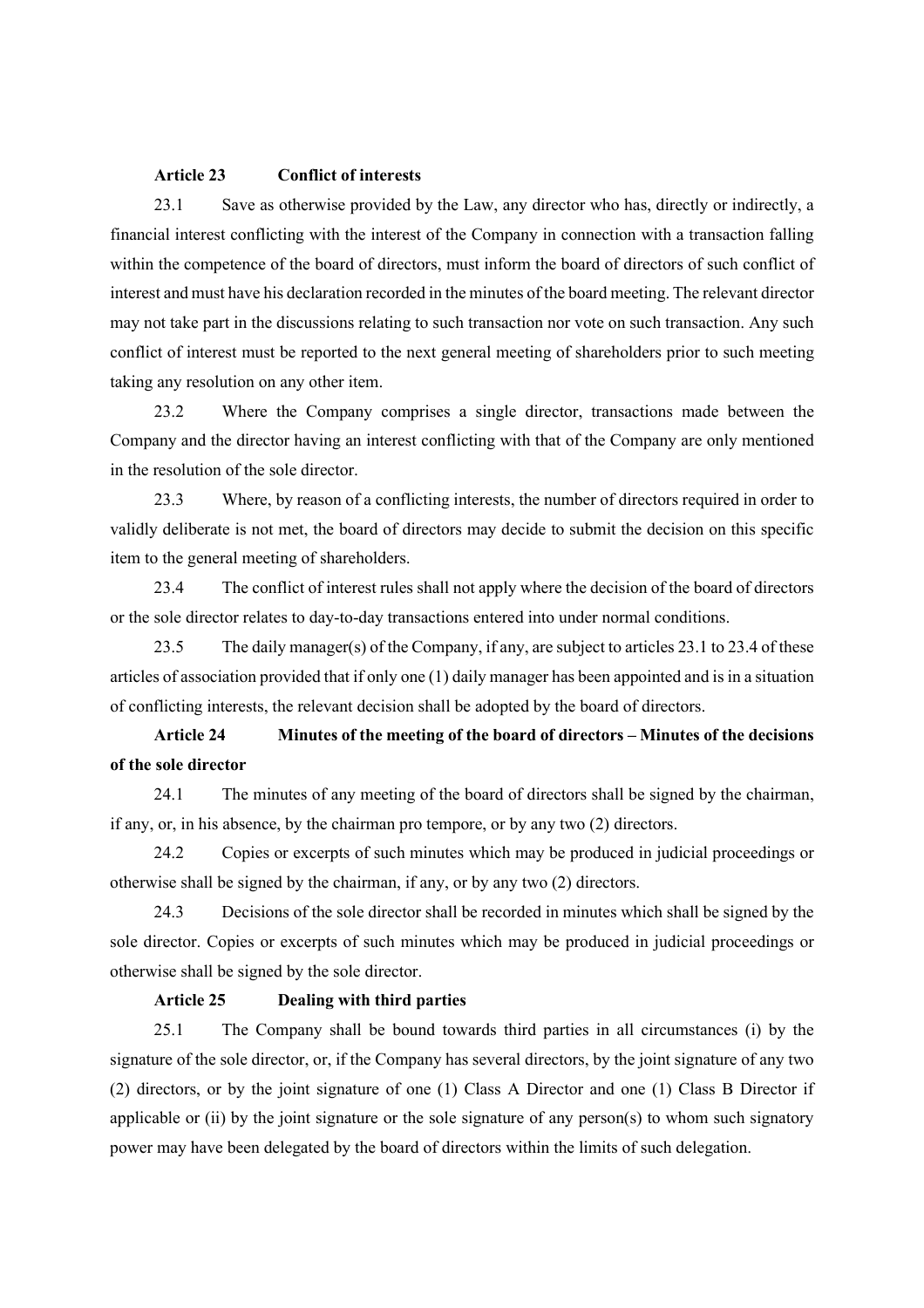**Article 23 Conflict of interests**

23.1 Save as otherwise provided by the Law, any director who has, directly or indirectly, a financial interest conflicting with the interest of the Company in connection with a transaction falling within the competence of the board of directors, must inform the board of directors of such conflict of interest and must have his declaration recorded in the minutes of the board meeting. The relevant director may not take part in the discussions relating to such transaction nor vote on such transaction. Any such conflict of interest must be reported to the next general meeting of shareholders prior to such meeting taking any resolution on any other item.

23.2 Where the Company comprises a single director, transactions made between the Company and the director having an interest conflicting with that of the Company are only mentioned in the resolution of the sole director.

23.3 Where, by reason of a conflicting interests, the number of directors required in order to validly deliberate is not met, the board of directors may decide to submit the decision on this specific item to the general meeting of shareholders.

23.4 The conflict of interest rules shall not apply where the decision of the board of directors or the sole director relates to day-to-day transactions entered into under normal conditions.

23.5 The daily manager(s) of the Company, if any, are subject to articles 23.1 to 23.4 of these articles of association provided that if only one (1) daily manager has been appointed and is in a situation of conflicting interests, the relevant decision shall be adopted by the board of directors.

**Article 24 Minutes of the meeting of the board of directors – Minutes of the decisions of the sole director**

24.1 The minutes of any meeting of the board of directors shall be signed by the chairman, if any, or, in his absence, by the chairman pro tempore, or by any two (2) directors.

24.2 Copies or excerpts of such minutes which may be produced in judicial proceedings or otherwise shall be signed by the chairman, if any, or by any two (2) directors.

24.3 Decisions of the sole director shall be recorded in minutes which shall be signed by the sole director. Copies or excerpts of such minutes which may be produced in judicial proceedings or otherwise shall be signed by the sole director.

**Article 25 Dealing with third parties**

25.1 The Company shall be bound towards third parties in all circumstances (i) by the signature of the sole director, or, if the Company has several directors, by the joint signature of any two (2) directors, or by the joint signature of one (1) Class A Director and one (1) Class B Director if applicable or (ii) by the joint signature or the sole signature of any person(s) to whom such signatory power may have been delegated by the board of directors within the limits of such delegation.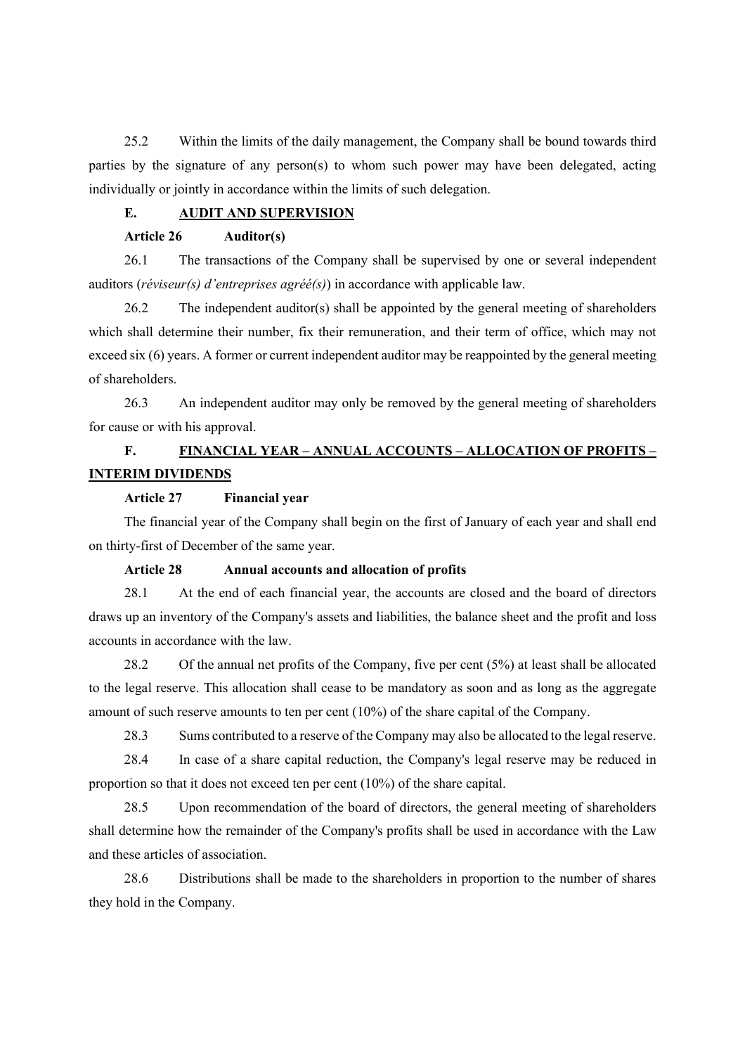25.2 Within the limits of the daily management, the Company shall be bound towards third parties by the signature of any person(s) to whom such power may have been delegated, acting individually or jointly in accordance within the limits of such delegation.

## E. <u>AUDIT AND SUPERVISION</u>

### Article 26 Auditor(s)

26.1 The transactions of the Company shall be supervised by one or several independent auditors (*réviseur(s) d'entreprises agréé(s)*) in accordance with applicable law.

26.2 The independent auditor(s) shall be appointed by the general meeting of shareholders which shall determine their number, fix their remuneration, and their term of office, which may not exceed six (6) years. A former or current independent auditor may be reappointed by the general meeting of shareholders.

26.3 An independent auditor may only be removed by the general meeting of shareholders for cause or with his approval.

## F. <u>FINANCIAL YEAR – ANNUAL ACCOUNTS – ALLOCATION OF PROFITS – INTERIM DIVIDENDS</u>

### Article 27 Financial year

The financial year of the Company shall begin on the first of January of each year and shall end on thirty-first of December of the same year.

### Article 28 Annual accounts and allocation of profits

28.1 At the end of each financial year, the accounts are closed and the board of directors draws up an inventory of the Company's assets and liabilities, the balance sheet and the profit and loss accounts in accordance with the law.

28.2 Of the annual net profits of the Company, five per cent (5%) at least shall be allocated to the legal reserve. This allocation shall cease to be mandatory as soon and as long as the aggregate amount of such reserve amounts to ten per cent (10%) of the share capital of the Company.

28.3 Sums contributed to a reserve of the Company may also be allocated to the legal reserve.

28.4 In case of a share capital reduction, the Company's legal reserve may be reduced in proportion so that it does not exceed ten per cent (10%) of the share capital.

28.5 Upon recommendation of the board of directors, the general meeting of shareholders shall determine how the remainder of the Company's profits shall be used in accordance with the Law and these articles of association.

28.6 Distributions shall be made to the shareholders in proportion to the number of shares they hold in the Company.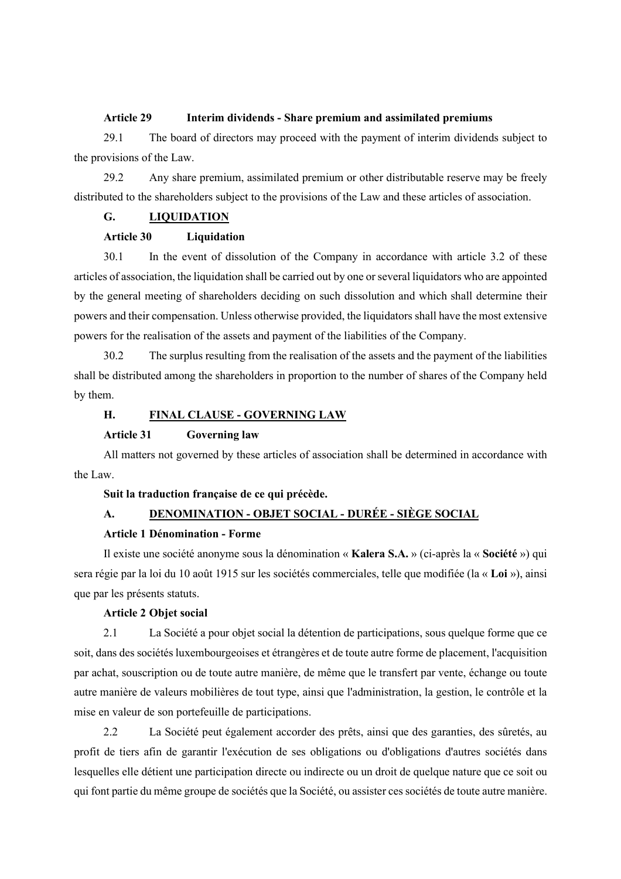**Article 29 Interim dividends - Share premium and assimilated premiums**

29.1 The board of directors may proceed with the payment of interim dividends subject to the provisions of the Law.

29.2 Any share premium, assimilated premium or other distributable reserve may be freely distributed to the shareholders subject to the provisions of the Law and these articles of association.

## G. LIQUIDATION

**Article 30 Liquidation**

30.1 In the event of dissolution of the Company in accordance with article 3.2 of these articles of association, the liquidation shall be carried out by one or several liquidators who are appointed by the general meeting of shareholders deciding on such dissolution and which shall determine their powers and their compensation. Unless otherwise provided, the liquidators shall have the most extensive powers for the realisation of the assets and payment of the liabilities of the Company.

30.2 The surplus resulting from the realisation of the assets and the payment of the liabilities shall be distributed among the shareholders in proportion to the number of shares of the Company held by them.

## H. FINAL CLAUSE - GOVERNING LAW

**Article 31 Governing law**

All matters not governed by these articles of association shall be determined in accordance with the Law.

**Suit la traduction française de ce qui précède.**

## A. DENOMINATION - OBJET SOCIAL - DURÉE - SIÈGE SOCIAL

**Article 1 Dénomination - Forme**

Il existe une société anonyme sous la dénomination « **Kalera S.A.** » (ci-après la « **Société** ») qui sera régie par la loi du 10 août 1915 sur les sociétés commerciales, telle que modifiée (la « **Loi** »), ainsi que par les présents statuts.

**Article 2 Objet social**

2.1 La Société a pour objet social la détention de participations, sous quelque forme que ce soit, dans des sociétés luxembourgeoises et étrangères et de toute autre forme de placement, l'acquisition par achat, souscription ou de toute autre manière, de même que le transfert par vente, échange ou toute autre manière de valeurs mobilières de tout type, ainsi que l'administration, la gestion, le contrôle et la mise en valeur de son portefeuille de participations.

2.2 La Société peut également accorder des prêts, ainsi que des garanties, des sûretés, au profit de tiers afin de garantir l'exécution de ses obligations ou d'obligations d'autres sociétés dans lesquelles elle détient une participation directe ou indirecte ou un droit de quelque nature que ce soit ou qui font partie du même groupe de sociétés que la Société, ou assister ces sociétés de toute autre manière.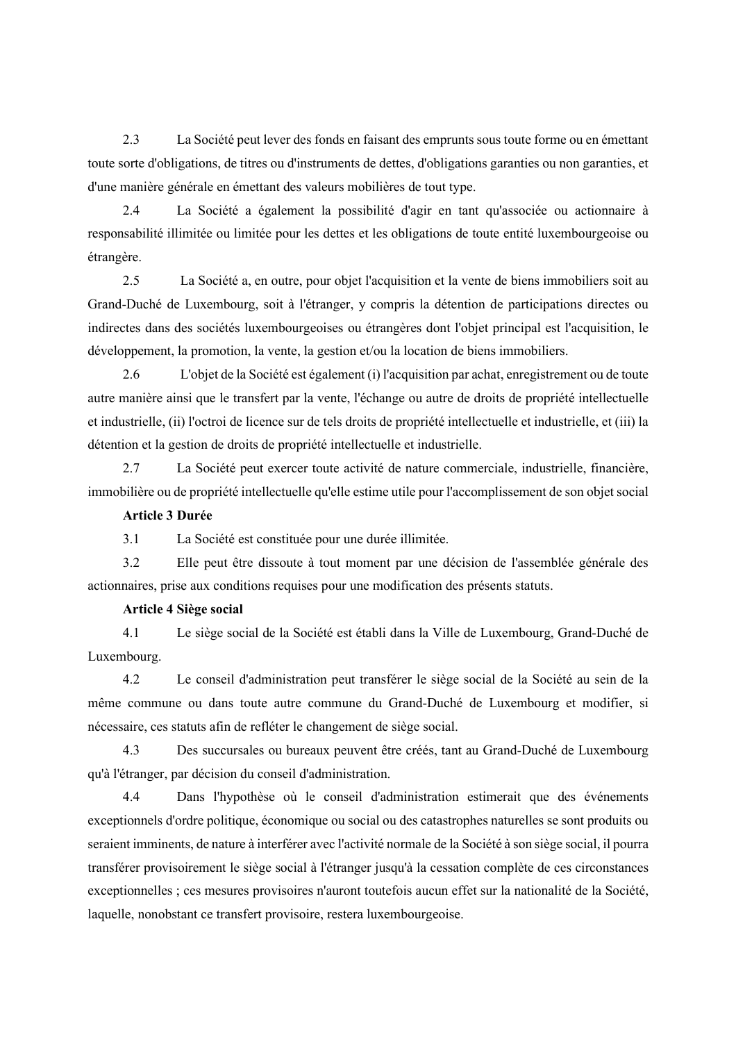2.3 La Société peut lever des fonds en faisant des emprunts sous toute forme ou en émettant toute sorte d'obligations, de titres ou d'instruments de dettes, d'obligations garanties ou non garanties, et d'une manière générale en émettant des valeurs mobilières de tout type.

2.4 La Société a également la possibilité d'agir en tant qu'associée ou actionnaire à responsabilité illimitée ou limitée pour les dettes et les obligations de toute entité luxembourgeoise ou étrangère.

2.5 La Société a, en outre, pour objet l'acquisition et la vente de biens immobiliers soit au Grand-Duché de Luxembourg, soit à l'étranger, y compris la détention de participations directes ou indirectes dans des sociétés luxembourgeoises ou étrangères dont l'objet principal est l'acquisition, le développement, la promotion, la vente, la gestion et/ou la location de biens immobiliers.

2.6 L'objet de la Société est également (i) l'acquisition par achat, enregistrement ou de toute autre manière ainsi que le transfert par la vente, l'échange ou autre de droits de propriété intellectuelle et industrielle, (ii) l'octroi de licence sur de tels droits de propriété intellectuelle et industrielle, et (iii) la détention et la gestion de droits de propriété intellectuelle et industrielle.

2.7 La Société peut exercer toute activité de nature commerciale, industrielle, financière, immobilière ou de propriété intellectuelle qu'elle estime utile pour l'accomplissement de son objet social

**Article 3 Durée**

3.1 La Société est constituée pour une durée illimitée.

3.2 Elle peut être dissoute à tout moment par une décision de l'assemblée générale des actionnaires, prise aux conditions requises pour une modification des présents statuts.

**Article 4 Siège social**

4.1 Le siège social de la Société est établi dans la Ville de Luxembourg, Grand-Duché de Luxembourg.

4.2 Le conseil d'administration peut transférer le siège social de la Société au sein de la même commune ou dans toute autre commune du Grand-Duché de Luxembourg et modifier, si nécessaire, ces statuts afin de refléter le changement de siège social.

4.3 Des succursales ou bureaux peuvent être créés, tant au Grand-Duché de Luxembourg qu'à l'étranger, par décision du conseil d'administration.

4.4 Dans l'hypothèse où le conseil d'administration estimerait que des événements exceptionnels d'ordre politique, économique ou social ou des catastrophes naturelles se sont produits ou seraient imminents, de nature à interférer avec l'activité normale de la Société à son siège social, il pourra transférer provisoirement le siège social à l'étranger jusqu'à la cessation complète de ces circonstances exceptionnelles ; ces mesures provisoires n'auront toutefois aucun effet sur la nationalité de la Société, laquelle, nonobstant ce transfert provisoire, restera luxembourgeoise.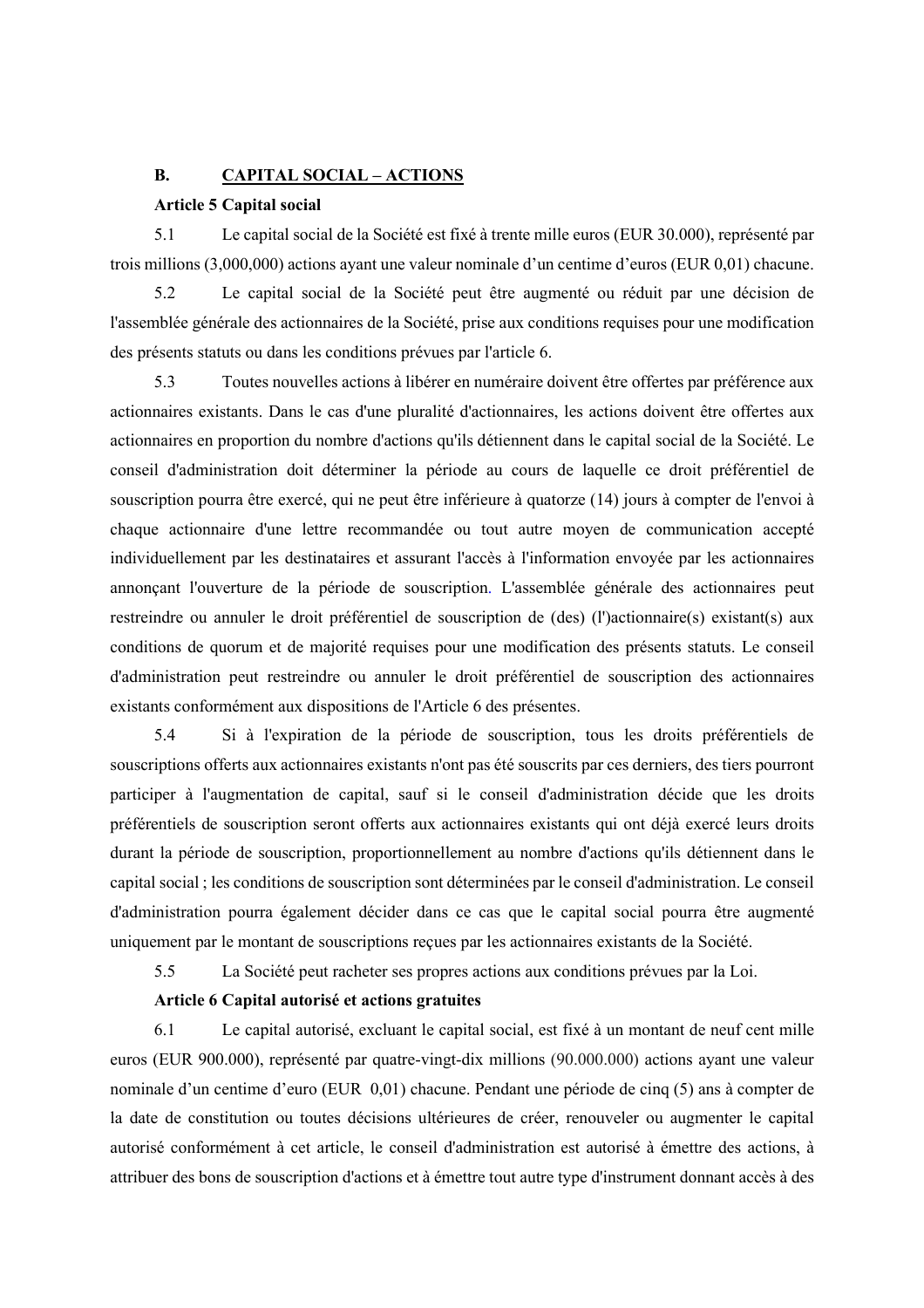## B. CAPITAL SOCIAL – ACTIONS

**Article 5 Capital social**

5.1 Le capital social de la Société est fixé à trente mille euros (EUR 30.000), représenté par trois millions (3,000,000) actions ayant une valeur nominale d'un centime d'euros (EUR 0,01) chacune.

5.2 Le capital social de la Société peut être augmenté ou réduit par une décision de l'assemblée générale des actionnaires de la Société, prise aux conditions requises pour une modification des présents statuts ou dans les conditions prévues par l'article 6.

5.3 Toutes nouvelles actions à libérer en numéraire doivent être offertes par préférence aux actionnaires existants. Dans le cas d'une pluralité d'actionnaires, les actions doivent être offertes aux actionnaires en proportion du nombre d'actions qu'ils détiennent dans le capital social de la Société. Le conseil d'administration doit déterminer la période au cours de laquelle ce droit préférentiel de souscription pourra être exercé, qui ne peut être inférieure à quatorze (14) jours à compter de l'envoi à chaque actionnaire d'une lettre recommandée ou tout autre moyen de communication accepté individuellement par les destinataires et assurant l'accès à l'information envoyée par les actionnaires annonçant l'ouverture de la période de souscription. L'assemblée générale des actionnaires peut restreindre ou annuler le droit préférentiel de souscription de (des) (l')actionnaire(s) existant(s) aux conditions de quorum et de majorité requises pour une modification des présents statuts. Le conseil d'administration peut restreindre ou annuler le droit préférentiel de souscription des actionnaires existants conformément aux dispositions de l'Article 6 des présentes.

5.4 Si à l'expiration de la période de souscription, tous les droits préférentiels de souscriptions offerts aux actionnaires existants n'ont pas été souscrits par ces derniers, des tiers pourront participer à l'augmentation de capital, sauf si le conseil d'administration décide que les droits préférentiels de souscription seront offerts aux actionnaires existants qui ont déjà exercé leurs droits durant la période de souscription, proportionnellement au nombre d'actions qu'ils détiennent dans le capital social ; les conditions de souscription sont déterminées par le conseil d'administration. Le conseil d'administration pourra également décider dans ce cas que le capital social pourra être augmenté uniquement par le montant de souscriptions reçues par les actionnaires existants de la Société.

5.5 La Société peut racheter ses propres actions aux conditions prévues par la Loi.

**Article 6 Capital autorisé et actions gratuites**

6.1 Le capital autorisé, excluant le capital social, est fixé à un montant de neuf cent mille euros (EUR 900.000), représenté par quatre-vingt-dix millions (90.000.000) actions ayant une valeur nominale d'un centime d'euro (EUR 0,01) chacune. Pendant une période de cinq (5) ans à compter de la date de constitution ou toutes décisions ultérieures de créer, renouveler ou augmenter le capital autorisé conformément à cet article, le conseil d'administration est autorisé à émettre des actions, à attribuer des bons de souscription d'actions et à émettre tout autre type d'instrument donnant accès à des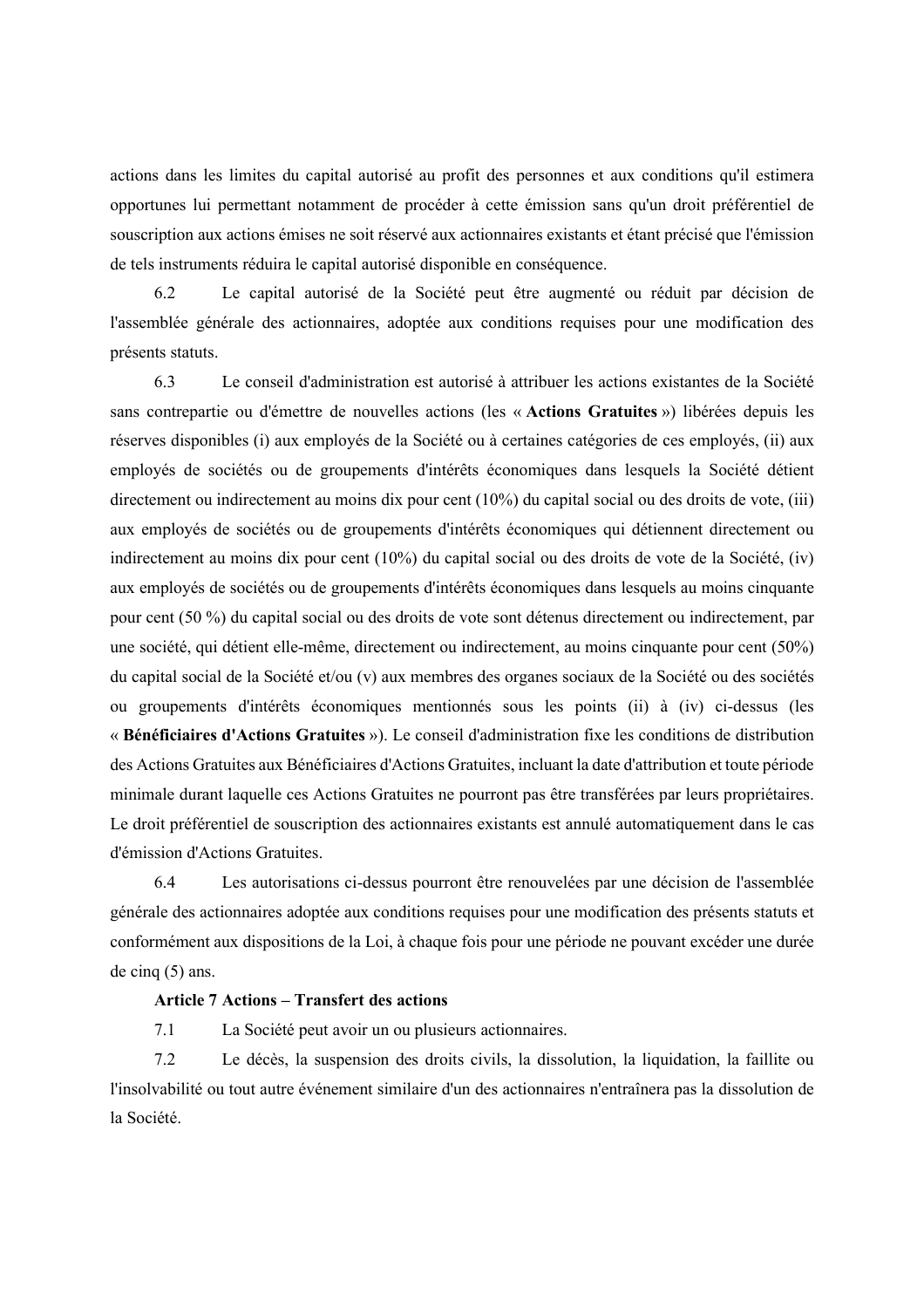actions dans les limites du capital autorisé au profit des personnes et aux conditions qu'il estimera opportunes lui permettant notamment de procéder à cette émission sans qu'un droit préférentiel de souscription aux actions émises ne soit réservé aux actionnaires existants et étant précisé que l'émission de tels instruments réduira le capital autorisé disponible en conséquence.

6.2 Le capital autorisé de la Société peut être augmenté ou réduit par décision de l'assemblée générale des actionnaires, adoptée aux conditions requises pour une modification des présents statuts.

6.3 Le conseil d'administration est autorisé à attribuer les actions existantes de la Société sans contrepartie ou d'émettre de nouvelles actions (les « **Actions Gratuites** ») libérées depuis les réserves disponibles (i) aux employés de la Société ou à certaines catégories de ces employés, (ii) aux employés de sociétés ou de groupements d'intérêts économiques dans lesquels la Société détient directement ou indirectement au moins dix pour cent (10%) du capital social ou des droits de vote, (iii) aux employés de sociétés ou de groupements d'intérêts économiques qui détiennent directement ou indirectement au moins dix pour cent (10%) du capital social ou des droits de vote de la Société, (iv) aux employés de sociétés ou de groupements d'intérêts économiques dans lesquels au moins cinquante pour cent (50 %) du capital social ou des droits de vote sont détenus directement ou indirectement, par une société, qui détient elle-même, directement ou indirectement, au moins cinquante pour cent (50%) du capital social de la Société et/ou (v) aux membres des organes sociaux de la Société ou des sociétés ou groupements d'intérêts économiques mentionnés sous les points (ii) à (iv) ci-dessus (les « **Bénéficiaires d'Actions Gratuites** »). Le conseil d'administration fixe les conditions de distribution des Actions Gratuites aux Bénéficiaires d'Actions Gratuites, incluant la date d'attribution et toute période minimale durant laquelle ces Actions Gratuites ne pourront pas être transférées par leurs propriétaires. Le droit préférentiel de souscription des actionnaires existants est annulé automatiquement dans le cas d'émission d'Actions Gratuites.

6.4 Les autorisations ci-dessus pourront être renouvelées par une décision de l'assemblée générale des actionnaires adoptée aux conditions requises pour une modification des présents statuts et conformément aux dispositions de la Loi, à chaque fois pour une période ne pouvant excéder une durée de cinq (5) ans.

**Article 7 Actions – Transfert des actions**

7.1 La Société peut avoir un ou plusieurs actionnaires.

7.2 Le décès, la suspension des droits civils, la dissolution, la liquidation, la faillite ou l'insolvabilité ou tout autre événement similaire d'un des actionnaires n'entraînera pas la dissolution de la Société.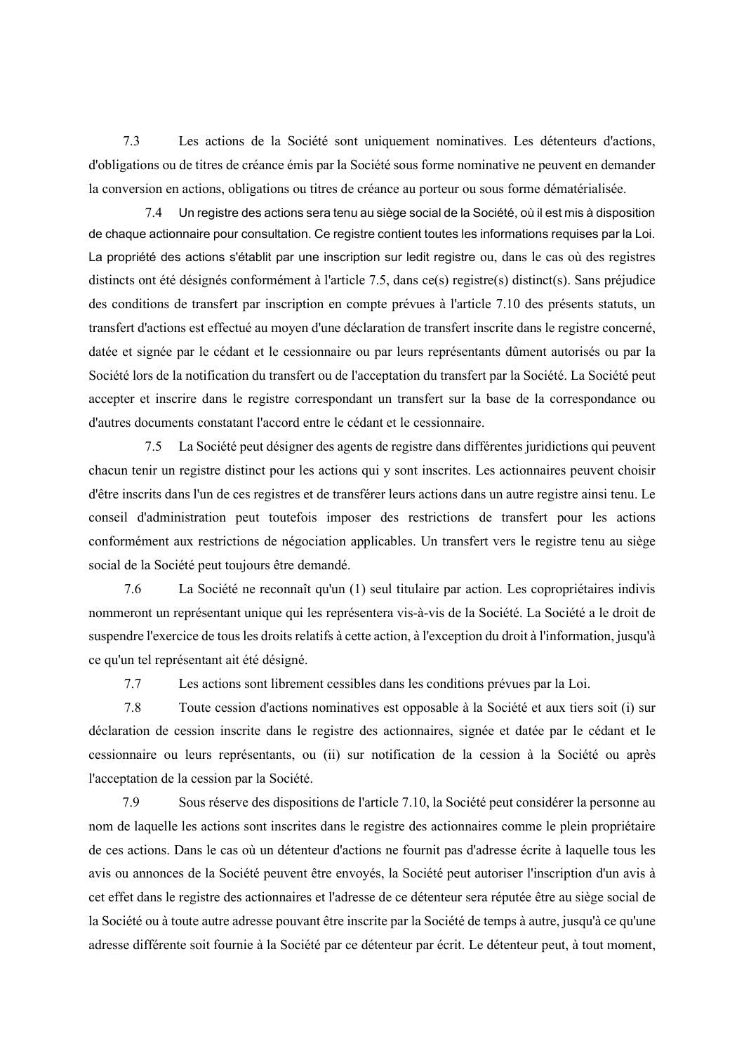7.3 Les actions de la Société sont uniquement nominatives. Les détenteurs d'actions, d'obligations ou de titres de créance émis par la Société sous forme nominative ne peuvent en demander la conversion en actions, obligations ou titres de créance au porteur ou sous forme dématérialisée.

7.4 Un registre des actions sera tenu au siège social de la Société, où il est mis à disposition de chaque actionnaire pour consultation. Ce registre contient toutes les informations requises par la Loi. La propriété des actions s'établit par une inscription sur ledit registre ou, dans le cas où des registres distincts ont été désignés conformément à l'article 7.5, dans ce(s) registre(s) distinct(s). Sans préjudice des conditions de transfert par inscription en compte prévues à l'article 7.10 des présents statuts, un transfert d'actions est effectué au moyen d'une déclaration de transfert inscrite dans le registre concerné, datée et signée par le cédant et le cessionnaire ou par leurs représentants dûment autorisés ou par la Société lors de la notification du transfert ou de l'acceptation du transfert par la Société. La Société peut accepter et inscrire dans le registre correspondant un transfert sur la base de la correspondance ou d'autres documents constatant l'accord entre le cédant et le cessionnaire.

7.5 La Société peut désigner des agents de registre dans différentes juridictions qui peuvent chacun tenir un registre distinct pour les actions qui y sont inscrites. Les actionnaires peuvent choisir d'être inscrits dans l'un de ces registres et de transférer leurs actions dans un autre registre ainsi tenu. Le conseil d'administration peut toutefois imposer des restrictions de transfert pour les actions conformément aux restrictions de négociation applicables. Un transfert vers le registre tenu au siège social de la Société peut toujours être demandé.

7.6 La Société ne reconnaît qu'un (1) seul titulaire par action. Les copropriétaires indivis nommeront un représentant unique qui les représentera vis-à-vis de la Société. La Société a le droit de suspendre l'exercice de tous les droits relatifs à cette action, à l'exception du droit à l'information, jusqu'à ce qu'un tel représentant ait été désigné.

7.7 Les actions sont librement cessibles dans les conditions prévues par la Loi.

7.8 Toute cession d'actions nominatives est opposable à la Société et aux tiers soit (i) sur déclaration de cession inscrite dans le registre des actionnaires, signée et datée par le cédant et le cessionnaire ou leurs représentants, ou (ii) sur notification de la cession à la Société ou après l'acceptation de la cession par la Société.

7.9 Sous réserve des dispositions de l'article 7.10, la Société peut considérer la personne au nom de laquelle les actions sont inscrites dans le registre des actionnaires comme le plein propriétaire de ces actions. Dans le cas où un détenteur d'actions ne fournit pas d'adresse écrite à laquelle tous les avis ou annonces de la Société peuvent être envoyés, la Société peut autoriser l'inscription d'un avis à cet effet dans le registre des actionnaires et l'adresse de ce détenteur sera réputée être au siège social de la Société ou à toute autre adresse pouvant être inscrite par la Société de temps à autre, jusqu'à ce qu'une adresse différente soit fournie à la Société par ce détenteur par écrit. Le détenteur peut, à tout moment,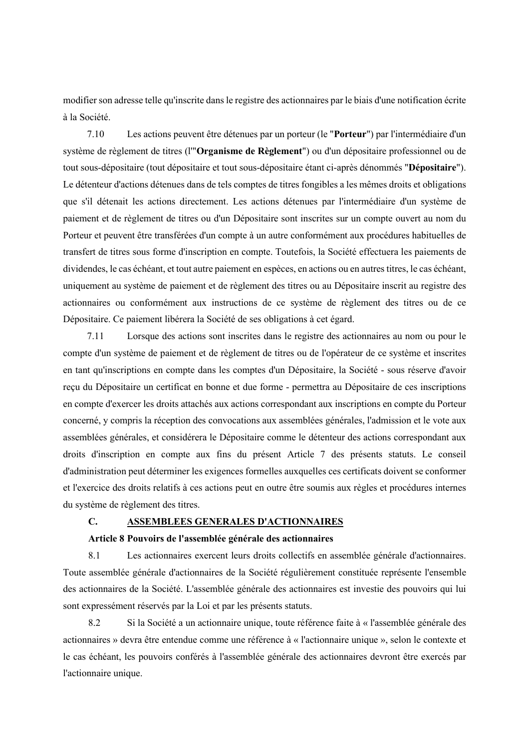modifier son adresse telle qu'inscrite dans le registre des actionnaires par le biais d'une notification écrite à la Société.

7.10 Les actions peuvent être détenues par un porteur (le "**Porteur**") par l'intermédiaire d'un système de règlement de titres (l'"**Organisme de Règlement**") ou d'un dépositaire professionnel ou de tout sous-dépositaire (tout dépositaire et tout sous-dépositaire étant ci-après dénommés "**Dépositaire**"). Le détenteur d'actions détenues dans de tels comptes de titres fongibles a les mêmes droits et obligations que s'il détenait les actions directement. Les actions détenues par l'intermédiaire d'un système de paiement et de règlement de titres ou d'un Dépositaire sont inscrites sur un compte ouvert au nom du Porteur et peuvent être transférées d'un compte à un autre conformément aux procédures habituelles de transfert de titres sous forme d'inscription en compte. Toutefois, la Société effectuera les paiements de dividendes, le cas échéant, et tout autre paiement en espèces, en actions ou en autres titres, le cas échéant, uniquement au système de paiement et de règlement des titres ou au Dépositaire inscrit au registre des actionnaires ou conformément aux instructions de ce système de règlement des titres ou de ce Dépositaire. Ce paiement libérera la Société de ses obligations à cet égard.

7.11 Lorsque des actions sont inscrites dans le registre des actionnaires au nom ou pour le compte d'un système de paiement et de règlement de titres ou de l'opérateur de ce système et inscrites en tant qu'inscriptions en compte dans les comptes d'un Dépositaire, la Société - sous réserve d'avoir reçu du Dépositaire un certificat en bonne et due forme - permettra au Dépositaire de ces inscriptions en compte d'exercer les droits attachés aux actions correspondant aux inscriptions en compte du Porteur concerné, y compris la réception des convocations aux assemblées générales, l'admission et le vote aux assemblées générales, et considérera le Dépositaire comme le détenteur des actions correspondant aux droits d'inscription en compte aux fins du présent Article 7 des présents statuts. Le conseil d'administration peut déterminer les exigences formelles auxquelles ces certificats doivent se conformer et l'exercice des droits relatifs à ces actions peut en outre être soumis aux règles et procédures internes du système de règlement des titres.

## C. ASSEMBLEES GENERALES D'ACTIONNAIRES

### Article 8 Pouvoirs de l'assemblée générale des actionnaires

8.1 Les actionnaires exercent leurs droits collectifs en assemblée générale d'actionnaires. Toute assemblée générale d'actionnaires de la Société régulièrement constituée représente l'ensemble des actionnaires de la Société. L'assemblée générale des actionnaires est investie des pouvoirs qui lui sont expressément réservés par la Loi et par les présents statuts.

8.2 Si la Société a un actionnaire unique, toute référence faite à « l'assemblée générale des actionnaires » devra être entendue comme une référence à « l'actionnaire unique », selon le contexte et le cas échéant, les pouvoirs conférés à l'assemblée générale des actionnaires devront être exercés par l'actionnaire unique.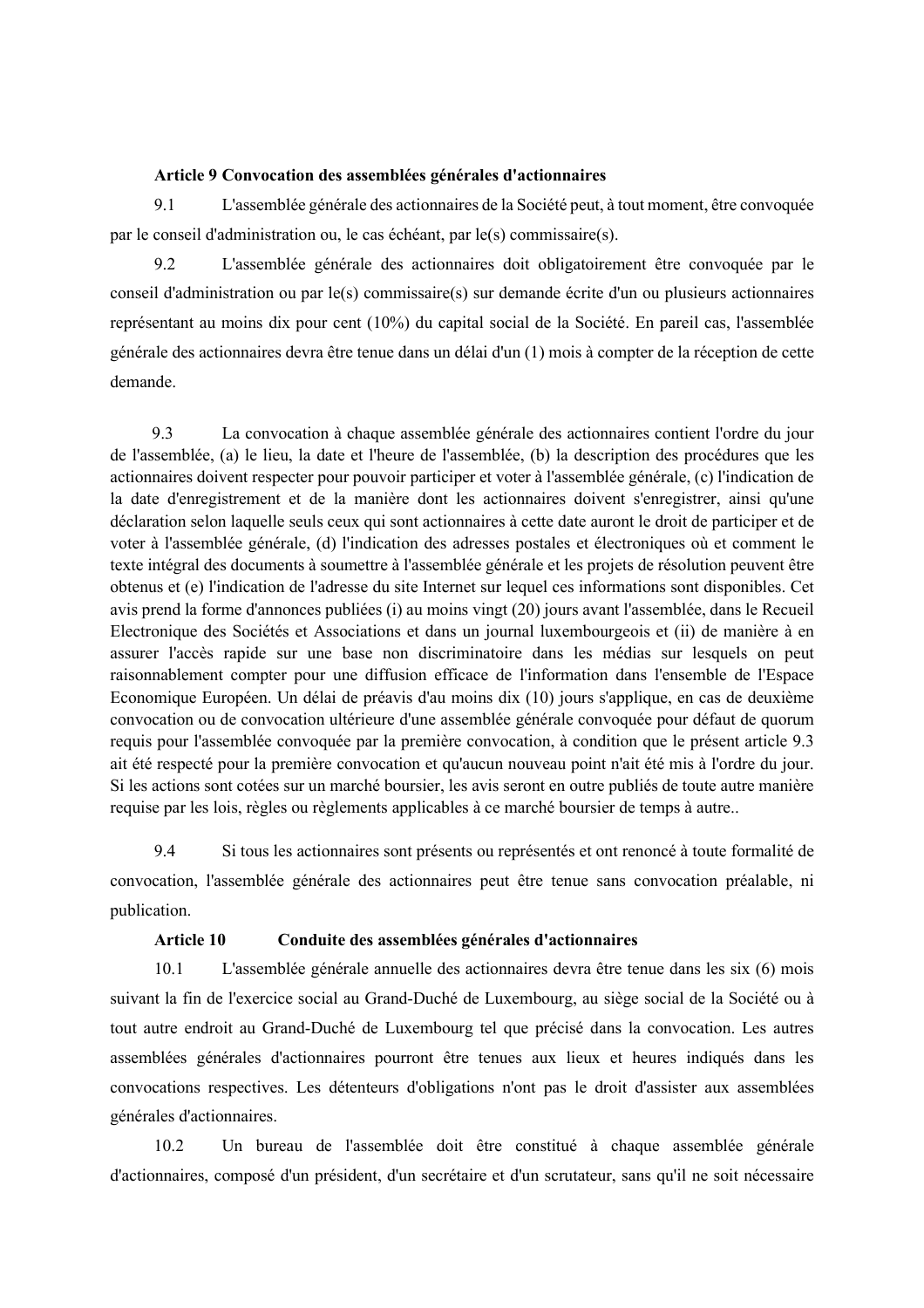**Article 9 Convocation des assemblées générales d'actionnaires**

9.1 L'assemblée générale des actionnaires de la Société peut, à tout moment, être convoquée par le conseil d'administration ou, le cas échéant, par le(s) commissaire(s).

9.2 L'assemblée générale des actionnaires doit obligatoirement être convoquée par le conseil d'administration ou par le(s) commissaire(s) sur demande écrite d'un ou plusieurs actionnaires représentant au moins dix pour cent (10%) du capital social de la Société. En pareil cas, l'assemblée générale des actionnaires devra être tenue dans un délai d'un (1) mois à compter de la réception de cette demande.

9.3 La convocation à chaque assemblée générale des actionnaires contient l'ordre du jour de l'assemblée, (a) le lieu, la date et l'heure de l'assemblée, (b) la description des procédures que les actionnaires doivent respecter pour pouvoir participer et voter à l'assemblée générale, (c) l'indication de la date d'enregistrement et de la manière dont les actionnaires doivent s'enregistrer, ainsi qu'une déclaration selon laquelle seuls ceux qui sont actionnaires à cette date auront le droit de participer et de voter à l'assemblée générale, (d) l'indication des adresses postales et électroniques où et comment le texte intégral des documents à soumettre à l'assemblée générale et les projets de résolution peuvent être obtenus et (e) l'indication de l'adresse du site Internet sur lequel ces informations sont disponibles. Cet avis prend la forme d'annonces publiées (i) au moins vingt (20) jours avant l'assemblée, dans le Recueil Electronique des Sociétés et Associations et dans un journal luxembourgeois et (ii) de manière à en assurer l'accès rapide sur une base non discriminatoire dans les médias sur lesquels on peut raisonnablement compter pour une diffusion efficace de l'information dans l'ensemble de l'Espace Economique Européen. Un délai de préavis d'au moins dix (10) jours s'applique, en cas de deuxième convocation ou de convocation ultérieure d'une assemblée générale convoquée pour défaut de quorum requis pour l'assemblée convoquée par la première convocation, à condition que le présent article 9.3 ait été respecté pour la première convocation et qu'aucun nouveau point n'ait été mis à l'ordre du jour. Si les actions sont cotées sur un marché boursier, les avis seront en outre publiés de toute autre manière requise par les lois, règles ou règlements applicables à ce marché boursier de temps à autre..

9.4 Si tous les actionnaires sont présents ou représentés et ont renoncé à toute formalité de convocation, l'assemblée générale des actionnaires peut être tenue sans convocation préalable, ni publication.

**Article 10 Conduite des assemblées générales d'actionnaires**

10.1 L'assemblée générale annuelle des actionnaires devra être tenue dans les six (6) mois suivant la fin de l'exercice social au Grand-Duché de Luxembourg, au siège social de la Société ou à tout autre endroit au Grand-Duché de Luxembourg tel que précisé dans la convocation. Les autres assemblées générales d'actionnaires pourront être tenues aux lieux et heures indiqués dans les convocations respectives. Les détenteurs d'obligations n'ont pas le droit d'assister aux assemblées générales d'actionnaires.

10.2 Un bureau de l'assemblée doit être constitué à chaque assemblée générale d'actionnaires, composé d'un président, d'un secrétaire et d'un scrutateur, sans qu'il ne soit nécessaire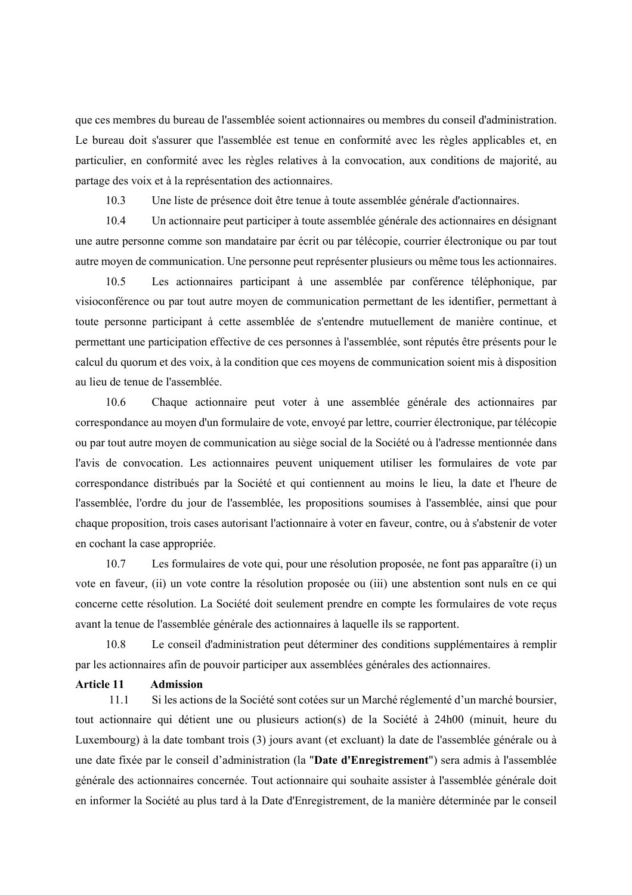que ces membres du bureau de l'assemblée soient actionnaires ou membres du conseil d'administration. Le bureau doit s'assurer que l'assemblée est tenue en conformité avec les règles applicables et, en particulier, en conformité avec les règles relatives à la convocation, aux conditions de majorité, au partage des voix et à la représentation des actionnaires.

10.3 Une liste de présence doit être tenue à toute assemblée générale d'actionnaires.

10.4 Un actionnaire peut participer à toute assemblée générale des actionnaires en désignant une autre personne comme son mandataire par écrit ou par télécopie, courrier électronique ou par tout autre moyen de communication. Une personne peut représenter plusieurs ou même tous les actionnaires.

10.5 Les actionnaires participant à une assemblée par conférence téléphonique, par visioconférence ou par tout autre moyen de communication permettant de les identifier, permettant à toute personne participant à cette assemblée de s'entendre mutuellement de manière continue, et permettant une participation effective de ces personnes à l'assemblée, sont réputés être présents pour le calcul du quorum et des voix, à la condition que ces moyens de communication soient mis à disposition au lieu de tenue de l'assemblée.

10.6 Chaque actionnaire peut voter à une assemblée générale des actionnaires par correspondance au moyen d'un formulaire de vote, envoyé par lettre, courrier électronique, par télécopie ou par tout autre moyen de communication au siège social de la Société ou à l'adresse mentionnée dans l'avis de convocation. Les actionnaires peuvent uniquement utiliser les formulaires de vote par correspondance distribués par la Société et qui contiennent au moins le lieu, la date et l'heure de l'assemblée, l'ordre du jour de l'assemblée, les propositions soumises à l'assemblée, ainsi que pour chaque proposition, trois cases autorisant l'actionnaire à voter en faveur, contre, ou à s'abstenir de voter en cochant la case appropriée.

10.7 Les formulaires de vote qui, pour une résolution proposée, ne font pas apparaître (i) un vote en faveur, (ii) un vote contre la résolution proposée ou (iii) une abstention sont nuls en ce qui concerne cette résolution. La Société doit seulement prendre en compte les formulaires de vote reçus avant la tenue de l'assemblée générale des actionnaires à laquelle ils se rapportent.

10.8 Le conseil d'administration peut déterminer des conditions supplémentaires à remplir par les actionnaires afin de pouvoir participer aux assemblées générales des actionnaires.

**Article 11 Admission**

11.1 Si les actions de la Société sont cotées sur un Marché réglementé d'un marché boursier, tout actionnaire qui détient une ou plusieurs action(s) de la Société à 24h00 (minuit, heure du Luxembourg) à la date tombant trois (3) jours avant (et excluant) la date de l'assemblée générale ou à une date fixée par le conseil d'administration (la "**Date d'Enregistrement**") sera admis à l'assemblée générale des actionnaires concernée. Tout actionnaire qui souhaite assister à l'assemblée générale doit en informer la Société au plus tard à la Date d'Enregistrement, de la manière déterminée par le conseil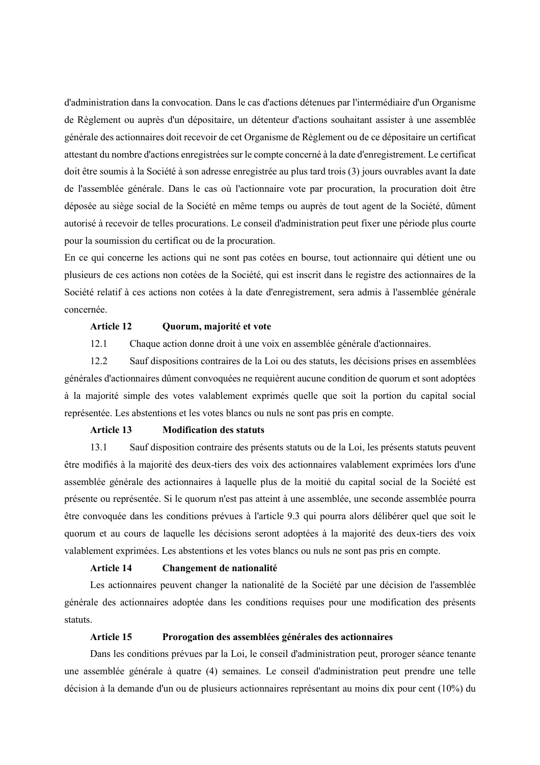d'administration dans la convocation. Dans le cas d'actions détenues par l'intermédiaire d'un Organisme de Règlement ou auprès d'un dépositaire, un détenteur d'actions souhaitant assister à une assemblée générale des actionnaires doit recevoir de cet Organisme de Règlement ou de ce dépositaire un certificat attestant du nombre d'actions enregistrées sur le compte concerné à la date d'enregistrement. Le certificat doit être soumis à la Société à son adresse enregistrée au plus tard trois (3) jours ouvrables avant la date de l'assemblée générale. Dans le cas où l'actionnaire vote par procuration, la procuration doit être déposée au siège social de la Société en même temps ou auprès de tout agent de la Société, dûment autorisé à recevoir de telles procurations. Le conseil d'administration peut fixer une période plus courte pour la soumission du certificat ou de la procuration.

En ce qui concerne les actions qui ne sont pas cotées en bourse, tout actionnaire qui détient une ou plusieurs de ces actions non cotées de la Société, qui est inscrit dans le registre des actionnaires de la Société relatif à ces actions non cotées à la date d'enregistrement, sera admis à l'assemblée générale concernée.

**Article 12 Quorum, majorité et vote**

12.1 Chaque action donne droit à une voix en assemblée générale d'actionnaires.

12.2 Sauf dispositions contraires de la Loi ou des statuts, les décisions prises en assemblées générales d'actionnaires dûment convoquées ne requièrent aucune condition de quorum et sont adoptées à la majorité simple des votes valablement exprimés quelle que soit la portion du capital social représentée. Les abstentions et les votes blancs ou nuls ne sont pas pris en compte.

**Article 13 Modification des statuts**

13.1 Sauf disposition contraire des présents statuts ou de la Loi, les présents statuts peuvent être modifiés à la majorité des deux-tiers des voix des actionnaires valablement exprimées lors d'une assemblée générale des actionnaires à laquelle plus de la moitié du capital social de la Société est présente ou représentée. Si le quorum n'est pas atteint à une assemblée, une seconde assemblée pourra être convoquée dans les conditions prévues à l'article 9.3 qui pourra alors délibérer quel que soit le quorum et au cours de laquelle les décisions seront adoptées à la majorité des deux-tiers des voix valablement exprimées. Les abstentions et les votes blancs ou nuls ne sont pas pris en compte.

**Article 14 Changement de nationalité**

Les actionnaires peuvent changer la nationalité de la Société par une décision de l'assemblée générale des actionnaires adoptée dans les conditions requises pour une modification des présents statuts.

**Article 15 Prorogation des assemblées générales des actionnaires**

Dans les conditions prévues par la Loi, le conseil d'administration peut, proroger séance tenante une assemblée générale à quatre (4) semaines. Le conseil d'administration peut prendre une telle décision à la demande d'un ou de plusieurs actionnaires représentant au moins dix pour cent (10%) du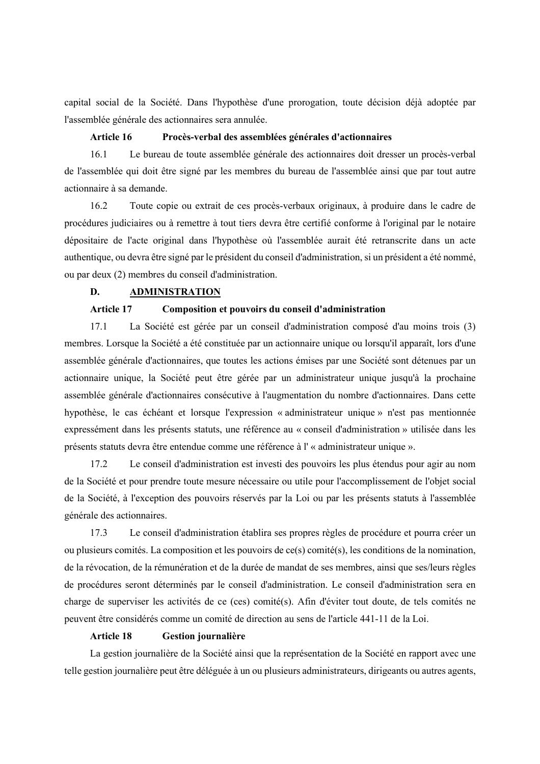capital social de la Société. Dans l'hypothèse d'une prorogation, toute décision déjà adoptée par l'assemblée générale des actionnaires sera annulée.

**Article 16 Procès-verbal des assemblées générales d'actionnaires**

16.1 Le bureau de toute assemblée générale des actionnaires doit dresser un procès-verbal de l'assemblée qui doit être signé par les membres du bureau de l'assemblée ainsi que par tout autre actionnaire à sa demande.

16.2 Toute copie ou extrait de ces procès-verbaux originaux, à produire dans le cadre de procédures judiciaires ou à remettre à tout tiers devra être certifié conforme à l'original par le notaire dépositaire de l'acte original dans l'hypothèse où l'assemblée aurait été retranscrite dans un acte authentique, ou devra être signé par le président du conseil d'administration, si un président a été nommé, ou par deux (2) membres du conseil d'administration.

**D. <u>ADMINISTRATION</u>**

**Article 17 Composition et pouvoirs du conseil d'administration**

17.1 La Société est gérée par un conseil d'administration composé d'au moins trois (3) membres. Lorsque la Société a été constituée par un actionnaire unique ou lorsqu'il apparaît, lors d'une assemblée générale d'actionnaires, que toutes les actions émises par une Société sont détenues par un actionnaire unique, la Société peut être gérée par un administrateur unique jusqu'à la prochaine assemblée générale d'actionnaires consécutive à l'augmentation du nombre d'actionnaires. Dans cette hypothèse, le cas échéant et lorsque l'expression « administrateur unique » n'est pas mentionnée expressément dans les présents statuts, une référence au « conseil d'administration » utilisée dans les présents statuts devra être entendue comme une référence à l' « administrateur unique ».

17.2 Le conseil d'administration est investi des pouvoirs les plus étendus pour agir au nom de la Société et pour prendre toute mesure nécessaire ou utile pour l'accomplissement de l'objet social de la Société, à l'exception des pouvoirs réservés par la Loi ou par les présents statuts à l'assemblée générale des actionnaires.

17.3 Le conseil d'administration établira ses propres règles de procédure et pourra créer un ou plusieurs comités. La composition et les pouvoirs de ce(s) comité(s), les conditions de la nomination, de la révocation, de la rémunération et de la durée de mandat de ses membres, ainsi que ses/leurs règles de procédures seront déterminés par le conseil d'administration. Le conseil d'administration sera en charge de superviser les activités de ce (ces) comité(s). Afin d'éviter tout doute, de tels comités ne peuvent être considérés comme un comité de direction au sens de l'article 441-11 de la Loi.

**Article 18 Gestion journalière**

La gestion journalière de la Société ainsi que la représentation de la Société en rapport avec une telle gestion journalière peut être déléguée à un ou plusieurs administrateurs, dirigeants ou autres agents,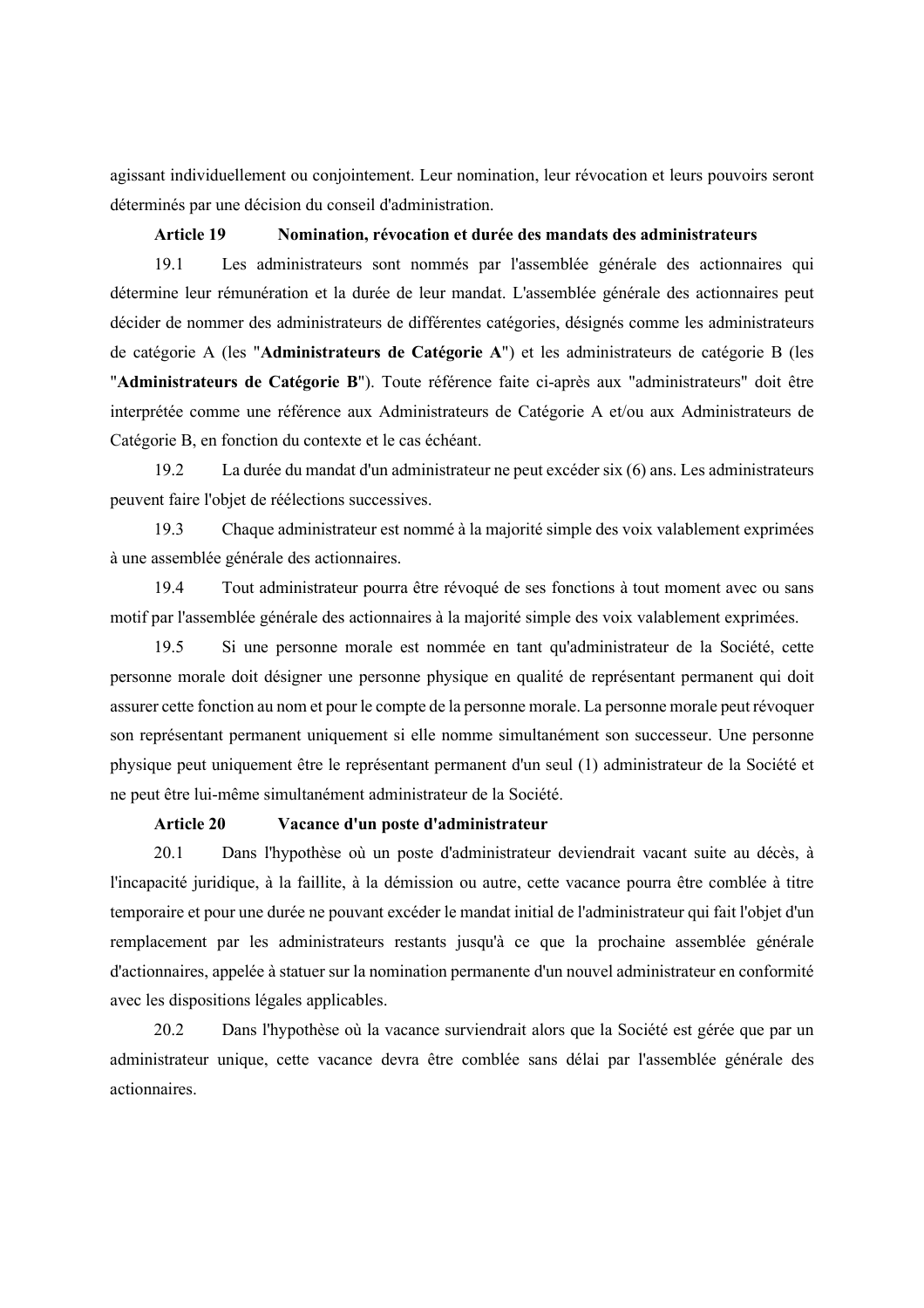agissant individuellement ou conjointement. Leur nomination, leur révocation et leurs pouvoirs seront déterminés par une décision du conseil d'administration.

**Article 19 Nomination, révocation et durée des mandats des administrateurs**

19.1 Les administrateurs sont nommés par l'assemblée générale des actionnaires qui détermine leur rémunération et la durée de leur mandat. L'assemblée générale des actionnaires peut décider de nommer des administrateurs de différentes catégories, désignés comme les administrateurs de catégorie A (les "**Administrateurs de Catégorie A**") et les administrateurs de catégorie B (les "**Administrateurs de Catégorie B**"). Toute référence faite ci-après aux "administrateurs" doit être interprétée comme une référence aux Administrateurs de Catégorie A et/ou aux Administrateurs de Catégorie B, en fonction du contexte et le cas échéant.

19.2 La durée du mandat d'un administrateur ne peut excéder six (6) ans. Les administrateurs peuvent faire l'objet de réélections successives.

19.3 Chaque administrateur est nommé à la majorité simple des voix valablement exprimées à une assemblée générale des actionnaires.

19.4 Tout administrateur pourra être révoqué de ses fonctions à tout moment avec ou sans motif par l'assemblée générale des actionnaires à la majorité simple des voix valablement exprimées.

19.5 Si une personne morale est nommée en tant qu'administrateur de la Société, cette personne morale doit désigner une personne physique en qualité de représentant permanent qui doit assurer cette fonction au nom et pour le compte de la personne morale. La personne morale peut révoquer son représentant permanent uniquement si elle nomme simultanément son successeur. Une personne physique peut uniquement être le représentant permanent d'un seul (1) administrateur de la Société et ne peut être lui-même simultanément administrateur de la Société.

**Article 20 Vacance d'un poste d'administrateur**

20.1 Dans l'hypothèse où un poste d'administrateur deviendrait vacant suite au décès, à l'incapacité juridique, à la faillite, à la démission ou autre, cette vacance pourra être comblée à titre temporaire et pour une durée ne pouvant excéder le mandat initial de l'administrateur qui fait l'objet d'un remplacement par les administrateurs restants jusqu'à ce que la prochaine assemblée générale d'actionnaires, appelée à statuer sur la nomination permanente d'un nouvel administrateur en conformité avec les dispositions légales applicables.

20.2 Dans l'hypothèse où la vacance surviendrait alors que la Société est gérée que par un administrateur unique, cette vacance devra être comblée sans délai par l'assemblée générale des actionnaires.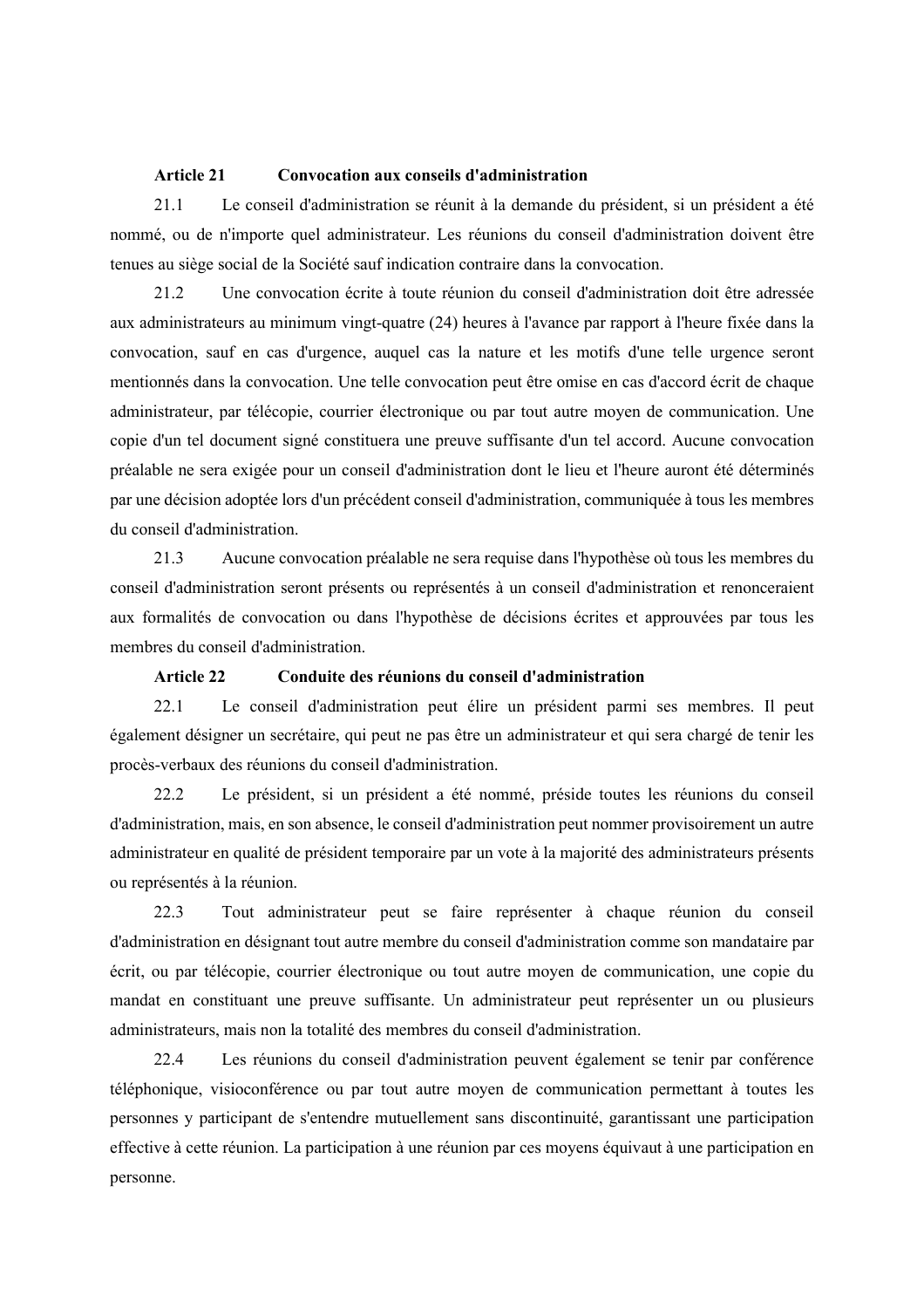### Article 21 Convocation aux conseils d'administration

21.1 Le conseil d'administration se réunit à la demande du président, si un président a été nommé, ou de n'importe quel administrateur. Les réunions du conseil d'administration doivent être tenues au siège social de la Société sauf indication contraire dans la convocation.

21.2 Une convocation écrite à toute réunion du conseil d'administration doit être adressée aux administrateurs au minimum vingt-quatre (24) heures à l'avance par rapport à l'heure fixée dans la convocation, sauf en cas d'urgence, auquel cas la nature et les motifs d'une telle urgence seront mentionnés dans la convocation. Une telle convocation peut être omise en cas d'accord écrit de chaque administrateur, par télécopie, courrier électronique ou par tout autre moyen de communication. Une copie d'un tel document signé constituera une preuve suffisante d'un tel accord. Aucune convocation préalable ne sera exigée pour un conseil d'administration dont le lieu et l'heure auront été déterminés par une décision adoptée lors d'un précédent conseil d'administration, communiquée à tous les membres du conseil d'administration.

21.3 Aucune convocation préalable ne sera requise dans l'hypothèse où tous les membres du conseil d'administration seront présents ou représentés à un conseil d'administration et renonceraient aux formalités de convocation ou dans l'hypothèse de décisions écrites et approuvées par tous les membres du conseil d'administration.

### Article 22 Conduite des réunions du conseil d'administration

22.1 Le conseil d'administration peut élire un président parmi ses membres. Il peut également désigner un secrétaire, qui peut ne pas être un administrateur et qui sera chargé de tenir les procès-verbaux des réunions du conseil d'administration.

22.2 Le président, si un président a été nommé, préside toutes les réunions du conseil d'administration, mais, en son absence, le conseil d'administration peut nommer provisoirement un autre administrateur en qualité de président temporaire par un vote à la majorité des administrateurs présents ou représentés à la réunion.

22.3 Tout administrateur peut se faire représenter à chaque réunion du conseil d'administration en désignant tout autre membre du conseil d'administration comme son mandataire par écrit, ou par télécopie, courrier électronique ou tout autre moyen de communication, une copie du mandat en constituant une preuve suffisante. Un administrateur peut représenter un ou plusieurs administrateurs, mais non la totalité des membres du conseil d'administration.

22.4 Les réunions du conseil d'administration peuvent également se tenir par conférence téléphonique, visioconférence ou par tout autre moyen de communication permettant à toutes les personnes y participant de s'entendre mutuellement sans discontinuité, garantissant une participation effective à cette réunion. La participation à une réunion par ces moyens équivaut à une participation en personne.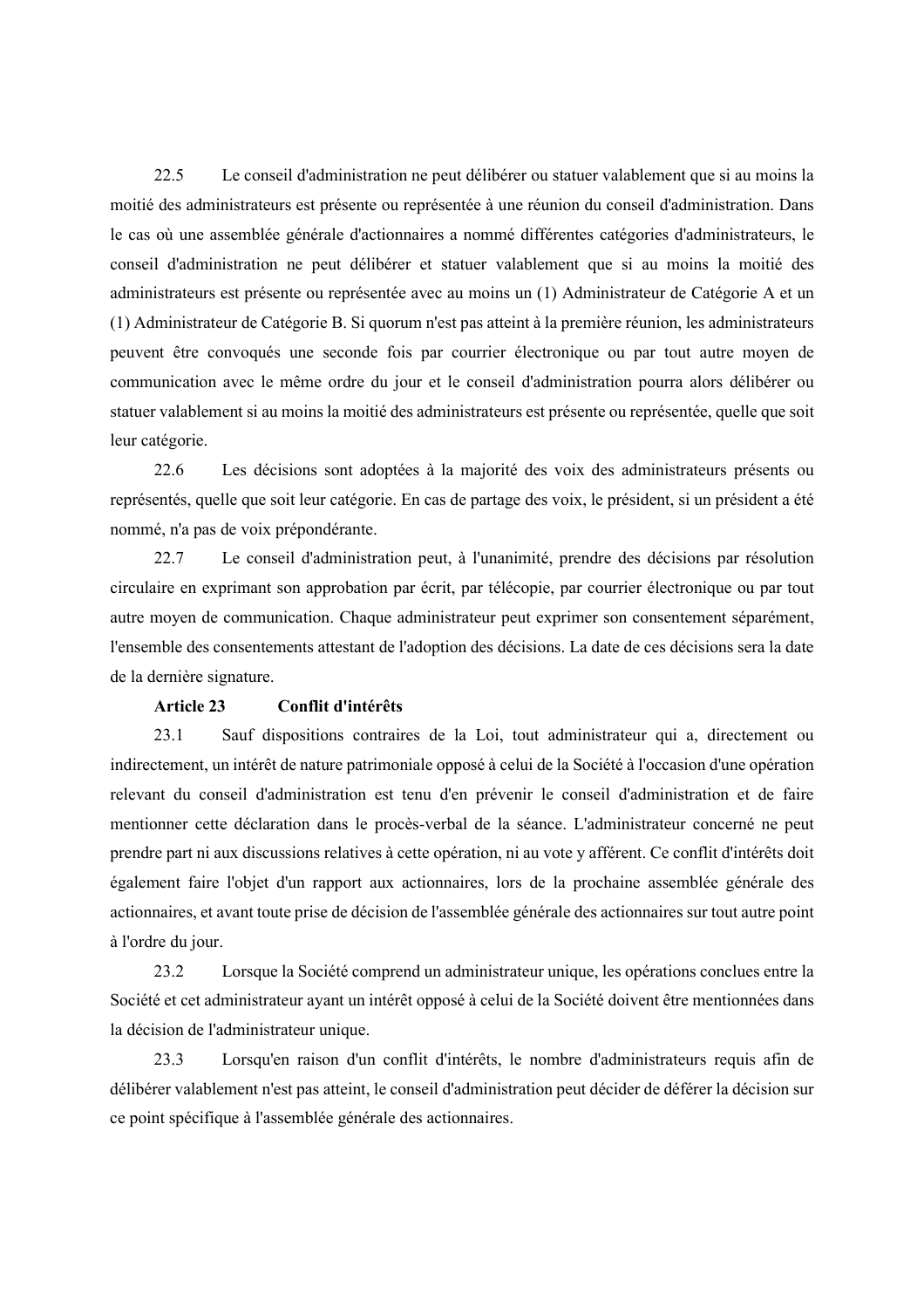22.5 Le conseil d'administration ne peut délibérer ou statuer valablement que si au moins la moitié des administrateurs est présente ou représentée à une réunion du conseil d'administration. Dans le cas où une assemblée générale d'actionnaires a nommé différentes catégories d'administrateurs, le conseil d'administration ne peut délibérer et statuer valablement que si au moins la moitié des administrateurs est présente ou représentée avec au moins un (1) Administrateur de Catégorie A et un (1) Administrateur de Catégorie B. Si quorum n'est pas atteint à la première réunion, les administrateurs peuvent être convoqués une seconde fois par courrier électronique ou par tout autre moyen de communication avec le même ordre du jour et le conseil d'administration pourra alors délibérer ou statuer valablement si au moins la moitié des administrateurs est présente ou représentée, quelle que soit leur catégorie.

22.6 Les décisions sont adoptées à la majorité des voix des administrateurs présents ou représentés, quelle que soit leur catégorie. En cas de partage des voix, le président, si un président a été nommé, n'a pas de voix prépondérante.

22.7 Le conseil d'administration peut, à l'unanimité, prendre des décisions par résolution circulaire en exprimant son approbation par écrit, par télécopie, par courrier électronique ou par tout autre moyen de communication. Chaque administrateur peut exprimer son consentement séparément, l'ensemble des consentements attestant de l'adoption des décisions. La date de ces décisions sera la date de la dernière signature.

**Article 23 Conflit d'intérêts**

23.1 Sauf dispositions contraires de la Loi, tout administrateur qui a, directement ou indirectement, un intérêt de nature patrimoniale opposé à celui de la Société à l'occasion d'une opération relevant du conseil d'administration est tenu d'en prévenir le conseil d'administration et de faire mentionner cette déclaration dans le procès-verbal de la séance. L'administrateur concerné ne peut prendre part ni aux discussions relatives à cette opération, ni au vote y afférent. Ce conflit d'intérêts doit également faire l'objet d'un rapport aux actionnaires, lors de la prochaine assemblée générale des actionnaires, et avant toute prise de décision de l'assemblée générale des actionnaires sur tout autre point à l'ordre du jour.

23.2 Lorsque la Société comprend un administrateur unique, les opérations conclues entre la Société et cet administrateur ayant un intérêt opposé à celui de la Société doivent être mentionnées dans la décision de l'administrateur unique.

23.3 Lorsqu'en raison d'un conflit d'intérêts, le nombre d'administrateurs requis afin de délibérer valablement n'est pas atteint, le conseil d'administration peut décider de déférer la décision sur ce point spécifique à l'assemblée générale des actionnaires.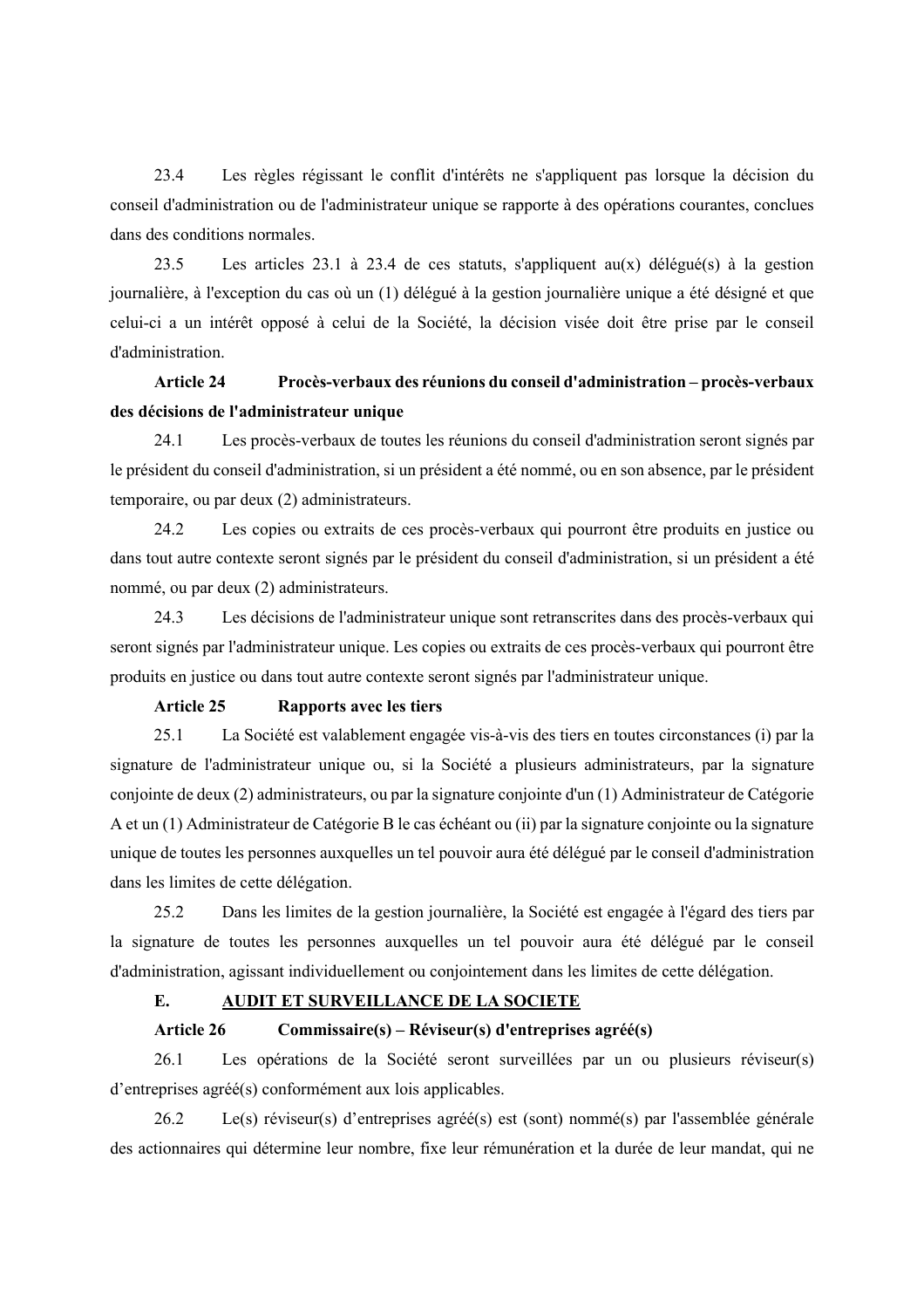23.4 Les règles régissant le conflit d'intérêts ne s'appliquent pas lorsque la décision du conseil d'administration ou de l'administrateur unique se rapporte à des opérations courantes, conclues dans des conditions normales.

23.5 Les articles 23.1 à 23.4 de ces statuts, s'appliquent au(x) délégué(s) à la gestion journalière, à l'exception du cas où un (1) délégué à la gestion journalière unique a été désigné et que celui-ci a un intérêt opposé à celui de la Société, la décision visée doit être prise par le conseil d'administration.

**Article 24 Procès-verbaux des réunions du conseil d'administration – procès-verbaux des décisions de l'administrateur unique**

24.1 Les procès-verbaux de toutes les réunions du conseil d'administration seront signés par le président du conseil d'administration, si un président a été nommé, ou en son absence, par le président temporaire, ou par deux (2) administrateurs.

24.2 Les copies ou extraits de ces procès-verbaux qui pourront être produits en justice ou dans tout autre contexte seront signés par le président du conseil d'administration, si un président a été nommé, ou par deux (2) administrateurs.

24.3 Les décisions de l'administrateur unique sont retranscrites dans des procès-verbaux qui seront signés par l'administrateur unique. Les copies ou extraits de ces procès-verbaux qui pourront être produits en justice ou dans tout autre contexte seront signés par l'administrateur unique.

**Article 25 Rapports avec les tiers**

25.1 La Société est valablement engagée vis-à-vis des tiers en toutes circonstances (i) par la signature de l'administrateur unique ou, si la Société a plusieurs administrateurs, par la signature conjointe de deux (2) administrateurs, ou par la signature conjointe d'un (1) Administrateur de Catégorie A et un (1) Administrateur de Catégorie B le cas échéant ou (ii) par la signature conjointe ou la signature unique de toutes les personnes auxquelles un tel pouvoir aura été délégué par le conseil d'administration dans les limites de cette délégation.

25.2 Dans les limites de la gestion journalière, la Société est engagée à l'égard des tiers par la signature de toutes les personnes auxquelles un tel pouvoir aura été délégué par le conseil d'administration, agissant individuellement ou conjointement dans les limites de cette délégation.

**E. AUDIT ET SURVEILLANCE DE LA SOCIETE**

**Article 26 Commissaire(s) – Réviseur(s) d'entreprises agréé(s)**

26.1 Les opérations de la Société seront surveillées par un ou plusieurs réviseur(s) d'entreprises agréé(s) conformément aux lois applicables.

26.2 Le(s) réviseur(s) d'entreprises agréé(s) est (sont) nommé(s) par l'assemblée générale des actionnaires qui détermine leur nombre, fixe leur rémunération et la durée de leur mandat, qui ne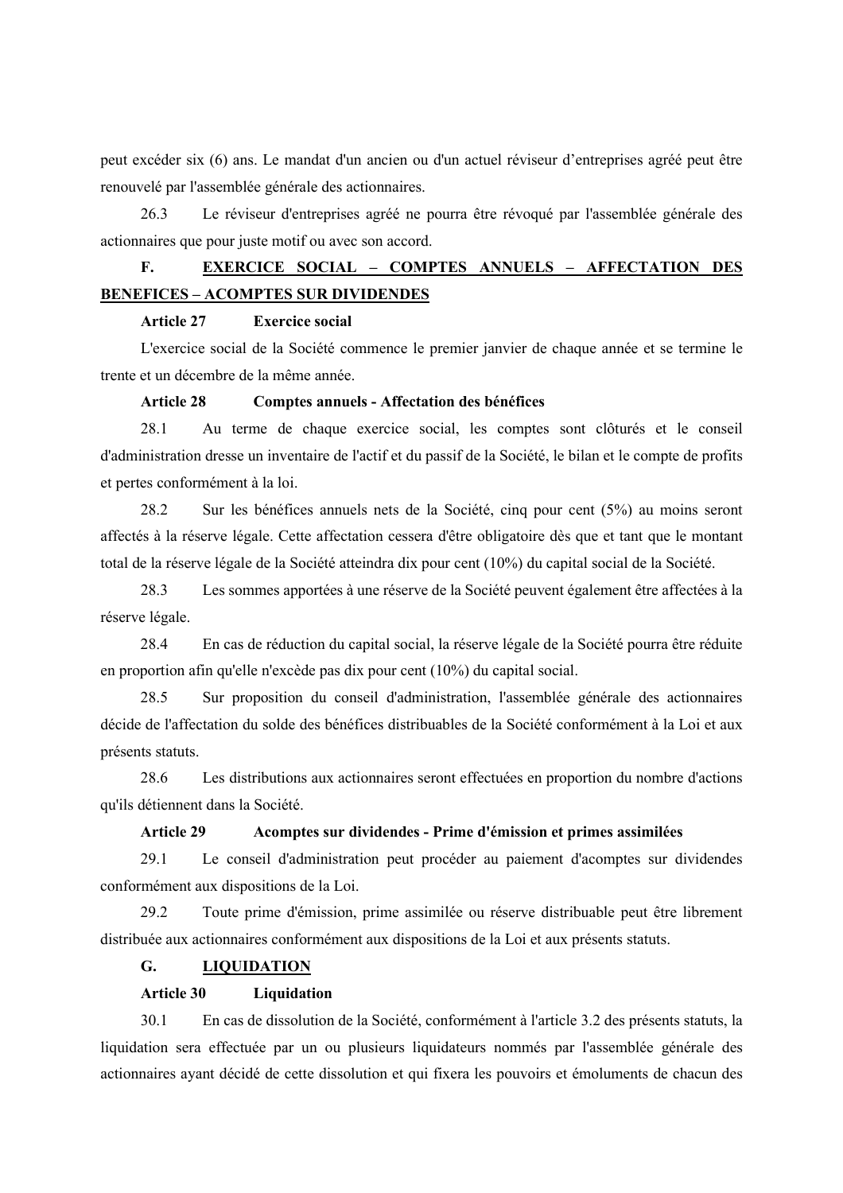peut excéder six (6) ans. Le mandat d'un ancien ou d'un actuel réviseur d'entreprises agréé peut être renouvelé par l'assemblée générale des actionnaires.

26.3 Le réviseur d'entreprises agréé ne pourra être révoqué par l'assemblée générale des actionnaires que pour juste motif ou avec son accord.

## F. EXERCICE SOCIAL – COMPTES ANNUELS – AFFECTATION DES BENEFICES – ACOMPTES SUR DIVIDENDES

### Article 27 Exercice social

L'exercice social de la Société commence le premier janvier de chaque année et se termine le trente et un décembre de la même année.

### Article 28 Comptes annuels - Affectation des bénéfices

28.1 Au terme de chaque exercice social, les comptes sont clôturés et le conseil d'administration dresse un inventaire de l'actif et du passif de la Société, le bilan et le compte de profits et pertes conformément à la loi.

28.2 Sur les bénéfices annuels nets de la Société, cinq pour cent (5%) au moins seront affectés à la réserve légale. Cette affectation cessera d'être obligatoire dès que et tant que le montant total de la réserve légale de la Société atteindra dix pour cent (10%) du capital social de la Société.

28.3 Les sommes apportées à une réserve de la Société peuvent également être affectées à la réserve légale.

28.4 En cas de réduction du capital social, la réserve légale de la Société pourra être réduite en proportion afin qu'elle n'excède pas dix pour cent (10%) du capital social.

28.5 Sur proposition du conseil d'administration, l'assemblée générale des actionnaires décide de l'affectation du solde des bénéfices distribuables de la Société conformément à la Loi et aux présents statuts.

28.6 Les distributions aux actionnaires seront effectuées en proportion du nombre d'actions qu'ils détiennent dans la Société.

### Article 29 Acomptes sur dividendes - Prime d'émission et primes assimilées

29.1 Le conseil d'administration peut procéder au paiement d'acomptes sur dividendes conformément aux dispositions de la Loi.

29.2 Toute prime d'émission, prime assimilée ou réserve distribuable peut être librement distribuée aux actionnaires conformément aux dispositions de la Loi et aux présents statuts.

## G. LIQUIDATION

### Article 30 Liquidation

30.1 En cas de dissolution de la Société, conformément à l'article 3.2 des présents statuts, la liquidation sera effectuée par un ou plusieurs liquidateurs nommés par l'assemblée générale des actionnaires ayant décidé de cette dissolution et qui fixera les pouvoirs et émoluments de chacun des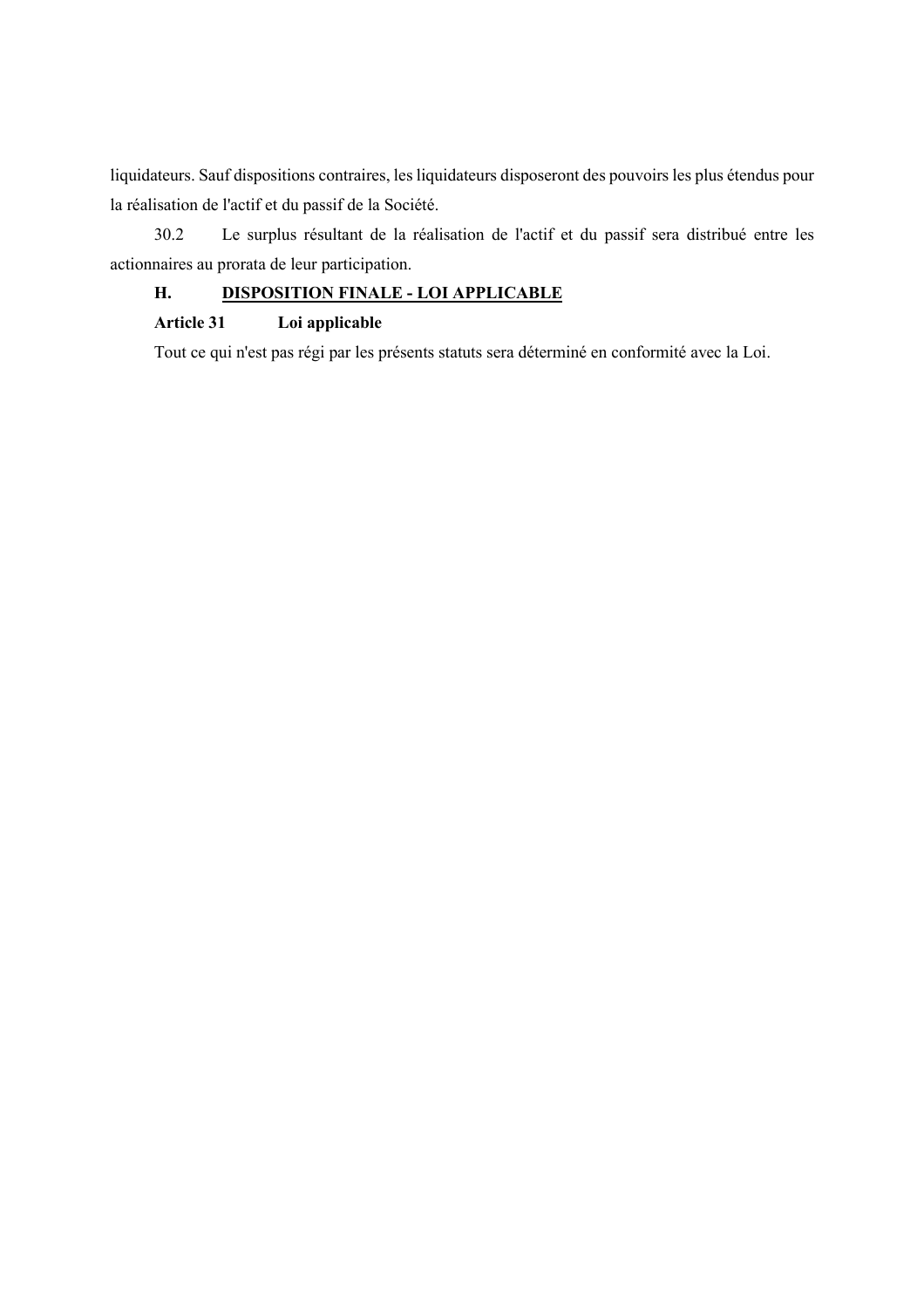liquidateurs. Sauf dispositions contraires, les liquidateurs disposeront des pouvoirs les plus étendus pour la réalisation de l'actif et du passif de la Société.

30.2 Le surplus résultant de la réalisation de l'actif et du passif sera distribué entre les actionnaires au prorata de leur participation.

## H. DISPOSITION FINALE - LOI APPLICABLE

### Article 31 Loi applicable

Tout ce qui n'est pas régi par les présents statuts sera déterminé en conformité avec la Loi.